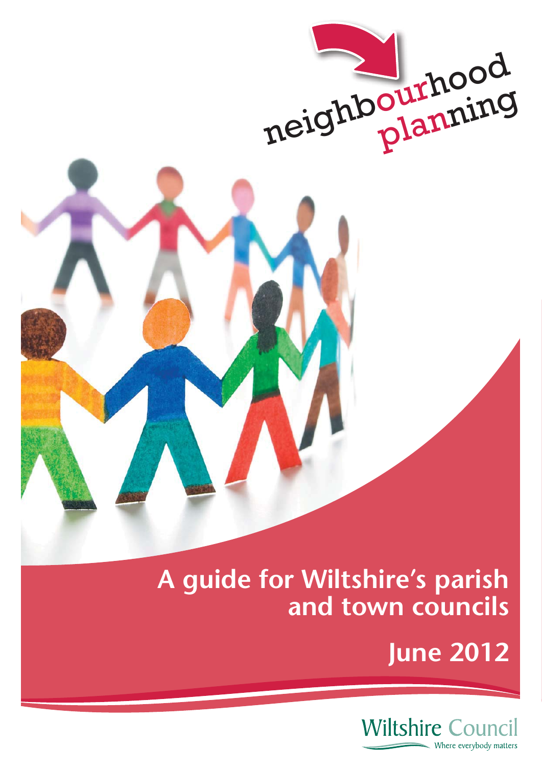# neighbourhood planning

## A guide for Wiltshire's parish and town councils

## June 2012

Wiltshire Council

Where everybody matters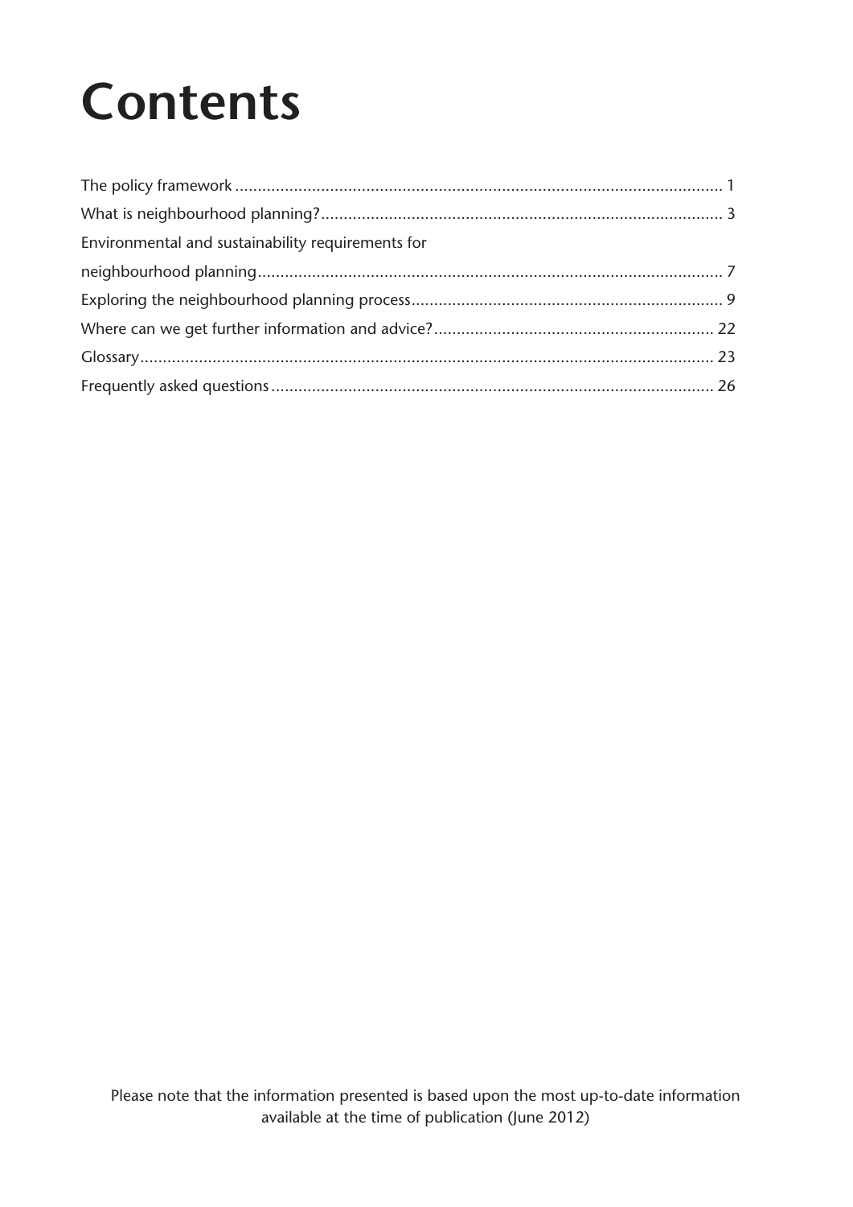# Contents

The policy framework ............................................................................................................ 1

What is neighbourhood planning?........................................................................................ 3

Environmental and sustainability requirements for neighbourhood planning...................................................................................................... 7

Exploring the neighbourhood planning process.................................................................... 9

Where can we get further information and advice?............................................................. 22

Glossary.............................................................................................................................. 23

Frequently asked questions................................................................................................. 26

Please note that the information presented is based upon the most up-to-date information available at the time of publication (June 2012)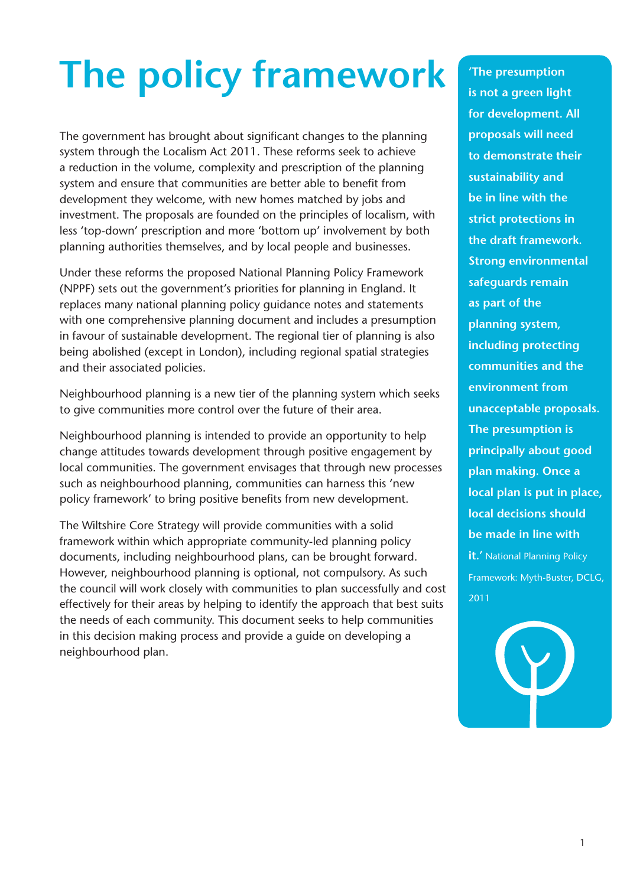# The policy framework

The government has brought about significant changes to the planning system through the Localism Act 2011. These reforms seek to achieve a reduction in the volume, complexity and prescription of the planning system and ensure that communities are better able to benefit from development they welcome, with new homes matched by jobs and investment. The proposals are founded on the principles of localism, with less 'top-down' prescription and more 'bottom up' involvement by both planning authorities themselves, and by local people and businesses.

Under these reforms the proposed National Planning Policy Framework (NPPF) sets out the government's priorities for planning in England. It replaces many national planning policy guidance notes and statements with one comprehensive planning document and includes a presumption in favour of sustainable development. The regional tier of planning is also being abolished (except in London), including regional spatial strategies and their associated policies.

Neighbourhood planning is a new tier of the planning system which seeks to give communities more control over the future of their area.

Neighbourhood planning is intended to provide an opportunity to help change attitudes towards development through positive engagement by local communities. The government envisages that through new processes such as neighbourhood planning, communities can harness this 'new policy framework' to bring positive benefits from new development.

The Wiltshire Core Strategy will provide communities with a solid framework within which appropriate community-led planning policy documents, including neighbourhood plans, can be brought forward. However, neighbourhood planning is optional, not compulsory. As such the council will work closely with communities to plan successfully and cost effectively for their areas by helping to identify the approach that best suits the needs of each community. This document seeks to help communities in this decision making process and provide a guide on developing a neighbourhood plan.

**'The presumption is not a green light for development. All proposals will need to demonstrate their sustainability and be in line with the strict protections in the draft framework. Strong environmental safeguards remain as part of the planning system, including protecting communities and the environment from unacceptable proposals. The presumption is principally about good plan making. Once a local plan is put in place, local decisions should be made in line with it.'** National Planning Policy Framework: Myth-Buster, DCLG, 2011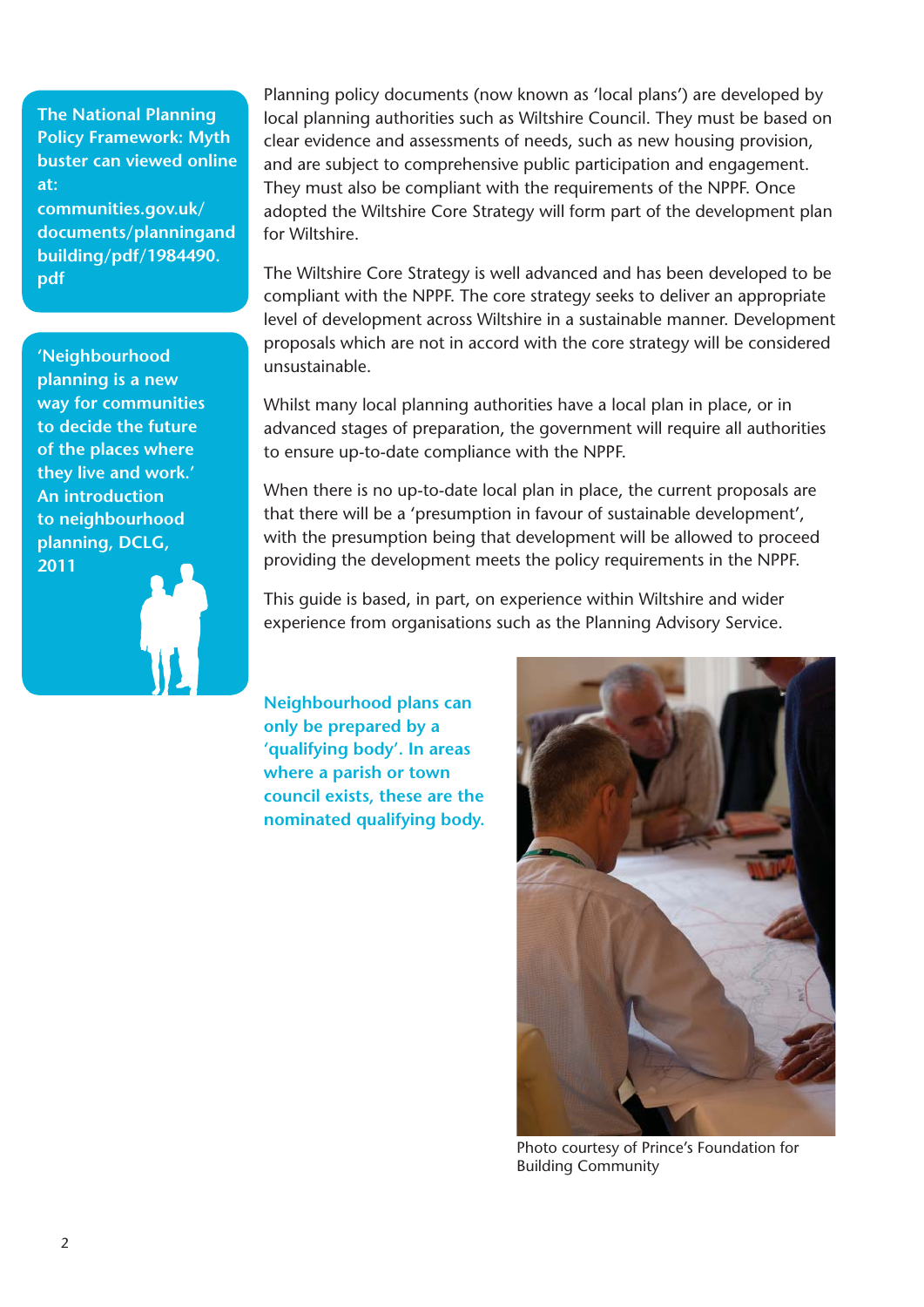**The National Planning Policy Framework: Myth buster can viewed online at: communities.gov.uk/documents/planningandbuilding/pdf/1984490.pdf**

**'Neighbourhood planning is a new way for communities to decide the future of the places where they live and work.' An introduction to neighbourhood planning, DCLG, 2011**

Planning policy documents (now known as 'local plans') are developed by local planning authorities such as Wiltshire Council. They must be based on clear evidence and assessments of needs, such as new housing provision, and are subject to comprehensive public participation and engagement. They must also be compliant with the requirements of the NPPF. Once adopted the Wiltshire Core Strategy will form part of the development plan for Wiltshire.

The Wiltshire Core Strategy is well advanced and has been developed to be compliant with the NPPF. The core strategy seeks to deliver an appropriate level of development across Wiltshire in a sustainable manner. Development proposals which are not in accord with the core strategy will be considered unsustainable.

Whilst many local planning authorities have a local plan in place, or in advanced stages of preparation, the government will require all authorities to ensure up-to-date compliance with the NPPF.

When there is no up-to-date local plan in place, the current proposals are that there will be a 'presumption in favour of sustainable development', with the presumption being that development will be allowed to proceed providing the development meets the policy requirements in the NPPF.

This guide is based, in part, on experience within Wiltshire and wider experience from organisations such as the Planning Advisory Service.

**Neighbourhood plans can only be prepared by a 'qualifying body'. In areas where a parish or town council exists, these are the nominated qualifying body.**

Photo courtesy of Prince's Foundation for Building Community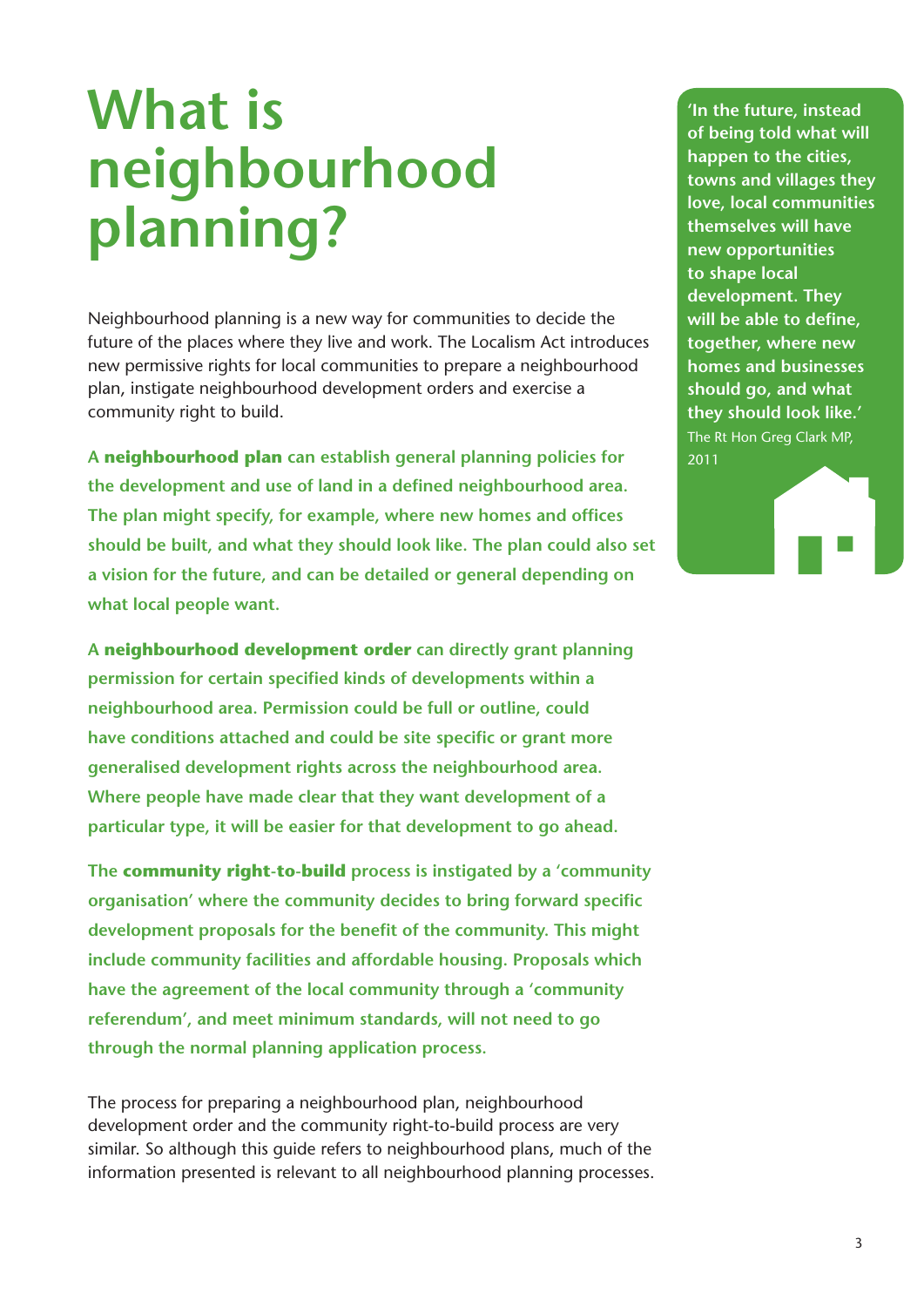# What is neighbourhood planning?

Neighbourhood planning is a new way for communities to decide the future of the places where they live and work. The Localism Act introduces new permissive rights for local communities to prepare a neighbourhood plan, instigate neighbourhood development orders and exercise a community right to build.

**A neighbourhood plan can establish general planning policies for the development and use of land in a defined neighbourhood area. The plan might specify, for example, where new homes and offices should be built, and what they should look like. The plan could also set a vision for the future, and can be detailed or general depending on what local people want.**

**A neighbourhood development order can directly grant planning permission for certain specified kinds of developments within a neighbourhood area. Permission could be full or outline, could have conditions attached and could be site specific or grant more generalised development rights across the neighbourhood area. Where people have made clear that they want development of a particular type, it will be easier for that development to go ahead.**

**The community right-to-build process is instigated by a 'community organisation' where the community decides to bring forward specific development proposals for the benefit of the community. This might include community facilities and affordable housing. Proposals which have the agreement of the local community through a 'community referendum', and meet minimum standards, will not need to go through the normal planning application process.**

The process for preparing a neighbourhood plan, neighbourhood development order and the community right-to-build process are very similar. So although this guide refers to neighbourhood plans, much of the information presented is relevant to all neighbourhood planning processes.

> **'In the future, instead of being told what will happen to the cities, towns and villages they love, local communities themselves will have new opportunities to shape local development. They will be able to define, together, where new homes and businesses should go, and what they should look like.'**
> The Rt Hon Greg Clark MP, 2011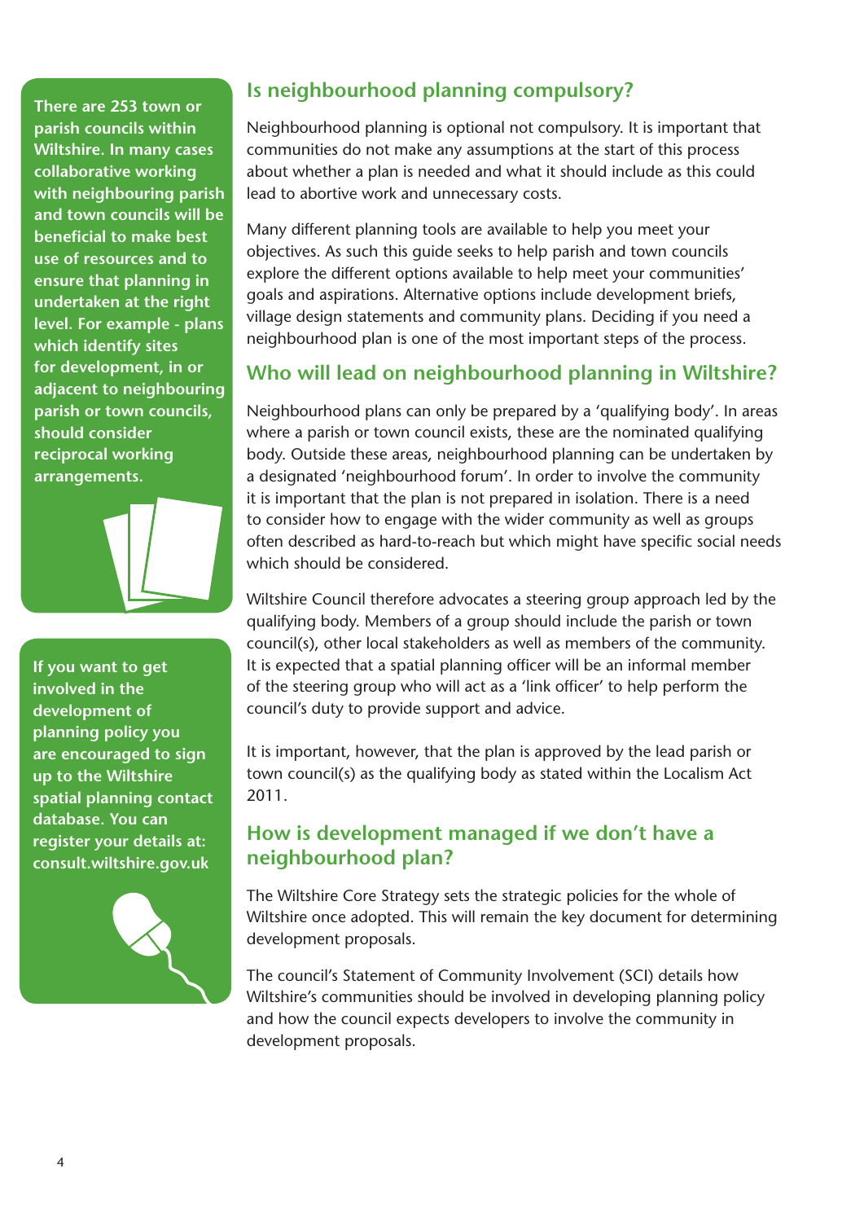**There are 253 town or parish councils within Wiltshire. In many cases collaborative working with neighbouring parish and town councils will be beneficial to make best use of resources and to ensure that planning in undertaken at the right level. For example - plans which identify sites for development, in or adjacent to neighbouring parish or town councils, should consider reciprocal working arrangements.**

**If you want to get involved in the development of planning policy you are encouraged to sign up to the Wiltshire spatial planning contact database. You can register your details at: consult.wiltshire.gov.uk**

## Is neighbourhood planning compulsory?

Neighbourhood planning is optional not compulsory. It is important that communities do not make any assumptions at the start of this process about whether a plan is needed and what it should include as this could lead to abortive work and unnecessary costs.

Many different planning tools are available to help you meet your objectives. As such this guide seeks to help parish and town councils explore the different options available to help meet your communities' goals and aspirations. Alternative options include development briefs, village design statements and community plans. Deciding if you need a neighbourhood plan is one of the most important steps of the process.

## Who will lead on neighbourhood planning in Wiltshire?

Neighbourhood plans can only be prepared by a 'qualifying body'. In areas where a parish or town council exists, these are the nominated qualifying body. Outside these areas, neighbourhood planning can be undertaken by a designated 'neighbourhood forum'. In order to involve the community it is important that the plan is not prepared in isolation. There is a need to consider how to engage with the wider community as well as groups often described as hard-to-reach but which might have specific social needs which should be considered.

Wiltshire Council therefore advocates a steering group approach led by the qualifying body. Members of a group should include the parish or town council(s), other local stakeholders as well as members of the community. It is expected that a spatial planning officer will be an informal member of the steering group who will act as a 'link officer' to help perform the council's duty to provide support and advice.

It is important, however, that the plan is approved by the lead parish or town council(s) as the qualifying body as stated within the Localism Act 2011.

## How is development managed if we don't have a neighbourhood plan?

The Wiltshire Core Strategy sets the strategic policies for the whole of Wiltshire once adopted. This will remain the key document for determining development proposals.

The council's Statement of Community Involvement (SCI) details how Wiltshire's communities should be involved in developing planning policy and how the council expects developers to involve the community in development proposals.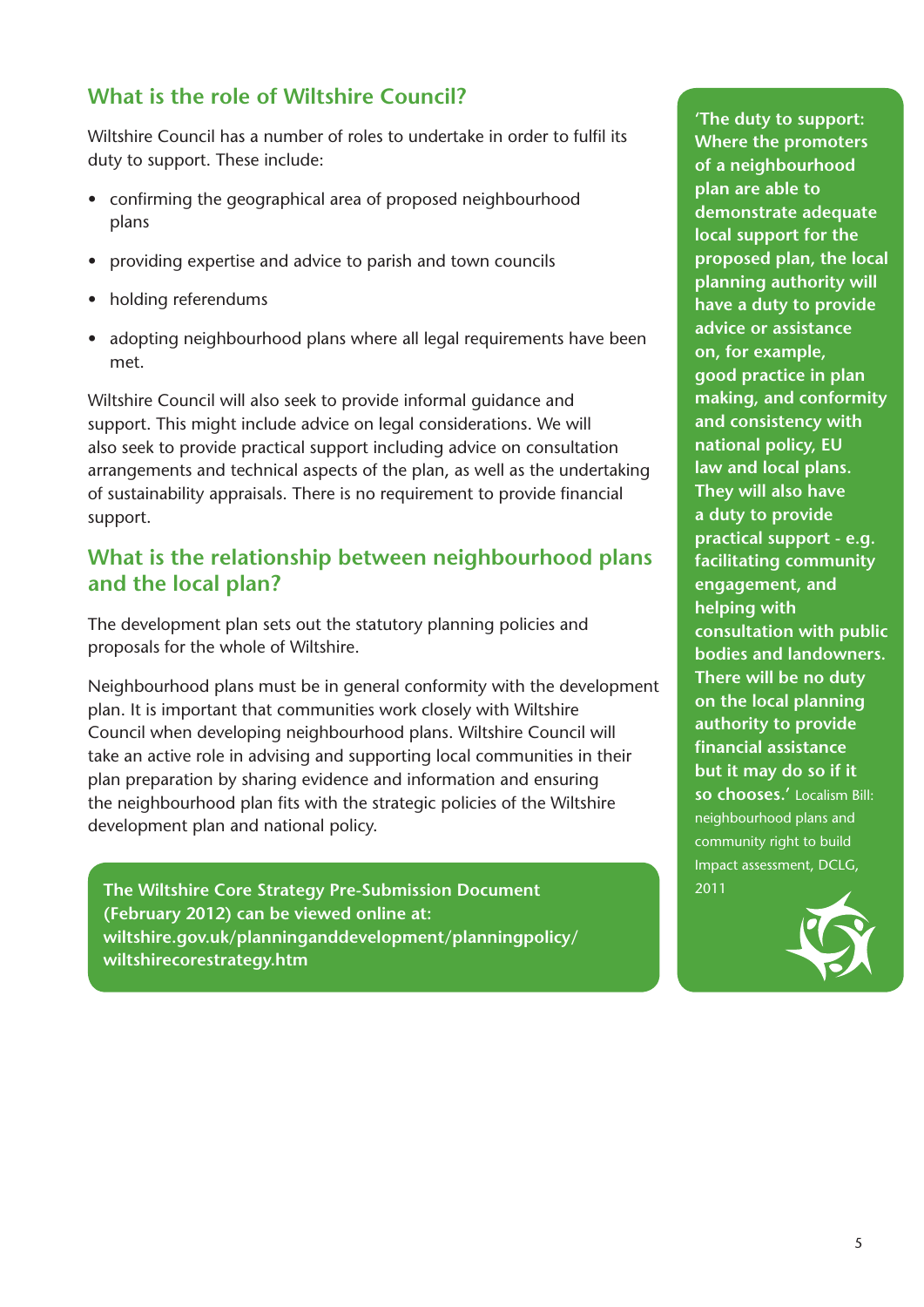## What is the role of Wiltshire Council?

Wiltshire Council has a number of roles to undertake in order to fulfil its duty to support. These include:

- confirming the geographical area of proposed neighbourhood plans
- providing expertise and advice to parish and town councils
- holding referendums
- adopting neighbourhood plans where all legal requirements have been met.

Wiltshire Council will also seek to provide informal guidance and support. This might include advice on legal considerations. We will also seek to provide practical support including advice on consultation arrangements and technical aspects of the plan, as well as the undertaking of sustainability appraisals. There is no requirement to provide financial support.

## What is the relationship between neighbourhood plans and the local plan?

The development plan sets out the statutory planning policies and proposals for the whole of Wiltshire.

Neighbourhood plans must be in general conformity with the development plan. It is important that communities work closely with Wiltshire Council when developing neighbourhood plans. Wiltshire Council will take an active role in advising and supporting local communities in their plan preparation by sharing evidence and information and ensuring the neighbourhood plan fits with the strategic policies of the Wiltshire development plan and national policy.

**The Wiltshire Core Strategy Pre-Submission Document (February 2012) can be viewed online at: wiltshire.gov.uk/planninganddevelopment/planningpolicy/wiltshirecorestrategy.htm**

**'The duty to support: Where the promoters of a neighbourhood plan are able to demonstrate adequate local support for the proposed plan, the local planning authority will have a duty to provide advice or assistance on, for example, good practice in plan making, and conformity and consistency with national policy, EU law and local plans. They will also have a duty to provide practical support - e.g. facilitating community engagement, and helping with consultation with public bodies and landowners. There will be no duty on the local planning authority to provide financial assistance but it may do so if it so chooses.'** Localism Bill: neighbourhood plans and community right to build Impact assessment, DCLG, 2011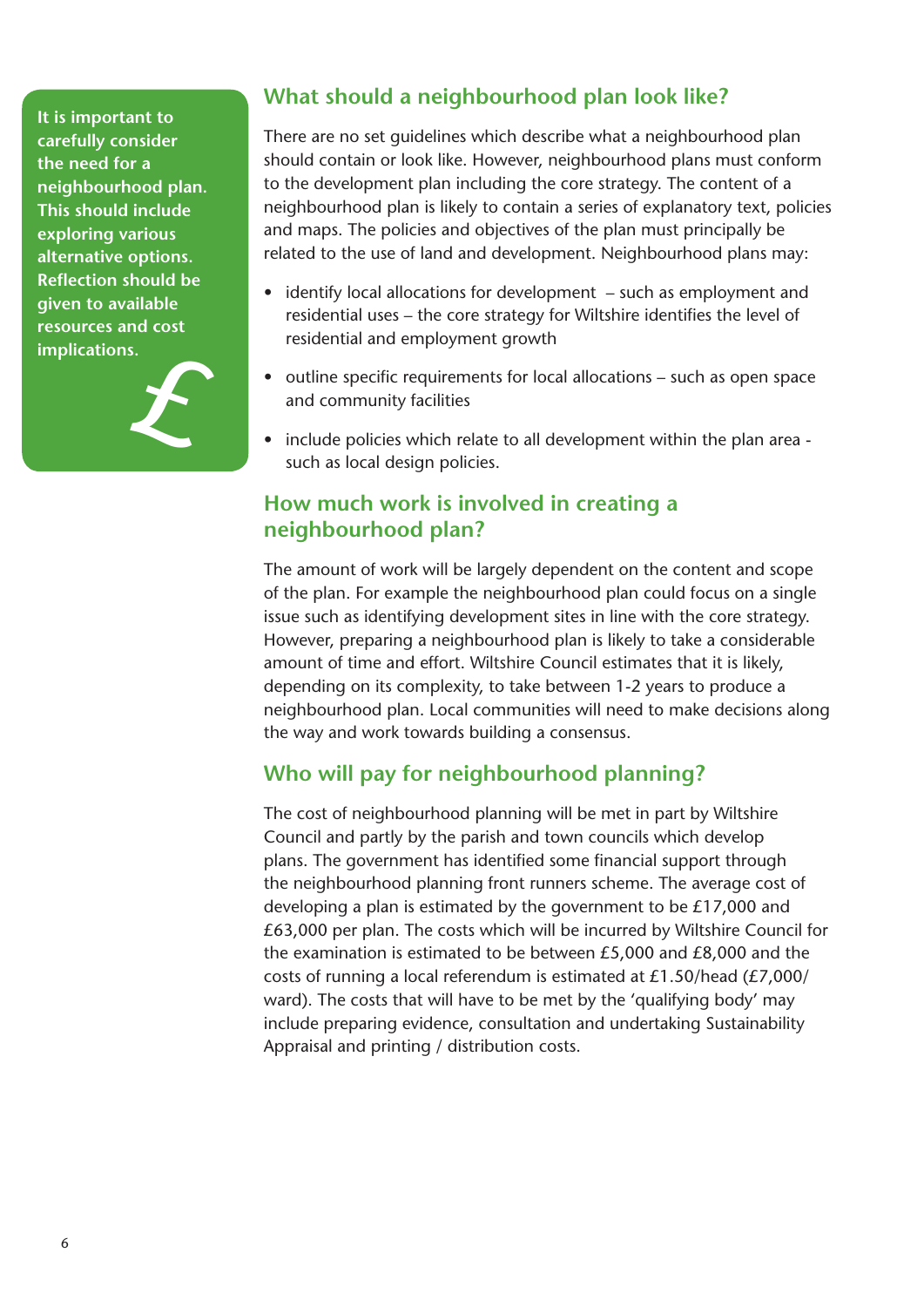**It is important to carefully consider the need for a neighbourhood plan. This should include exploring various alternative options. Reflection should be given to available resources and cost implications.**

## What should a neighbourhood plan look like?

There are no set guidelines which describe what a neighbourhood plan should contain or look like. However, neighbourhood plans must conform to the development plan including the core strategy. The content of a neighbourhood plan is likely to contain a series of explanatory text, policies and maps. The policies and objectives of the plan must principally be related to the use of land and development. Neighbourhood plans may:

- identify local allocations for development – such as employment and residential uses – the core strategy for Wiltshire identifies the level of residential and employment growth
- outline specific requirements for local allocations – such as open space and community facilities
- include policies which relate to all development within the plan area - such as local design policies.

## How much work is involved in creating a neighbourhood plan?

The amount of work will be largely dependent on the content and scope of the plan. For example the neighbourhood plan could focus on a single issue such as identifying development sites in line with the core strategy. However, preparing a neighbourhood plan is likely to take a considerable amount of time and effort. Wiltshire Council estimates that it is likely, depending on its complexity, to take between 1-2 years to produce a neighbourhood plan. Local communities will need to make decisions along the way and work towards building a consensus.

## Who will pay for neighbourhood planning?

The cost of neighbourhood planning will be met in part by Wiltshire Council and partly by the parish and town councils which develop plans. The government has identified some financial support through the neighbourhood planning front runners scheme. The average cost of developing a plan is estimated by the government to be £17,000 and £63,000 per plan. The costs which will be incurred by Wiltshire Council for the examination is estimated to be between £5,000 and £8,000 and the costs of running a local referendum is estimated at £1.50/head (£7,000/ward). The costs that will have to be met by the 'qualifying body' may include preparing evidence, consultation and undertaking Sustainability Appraisal and printing / distribution costs.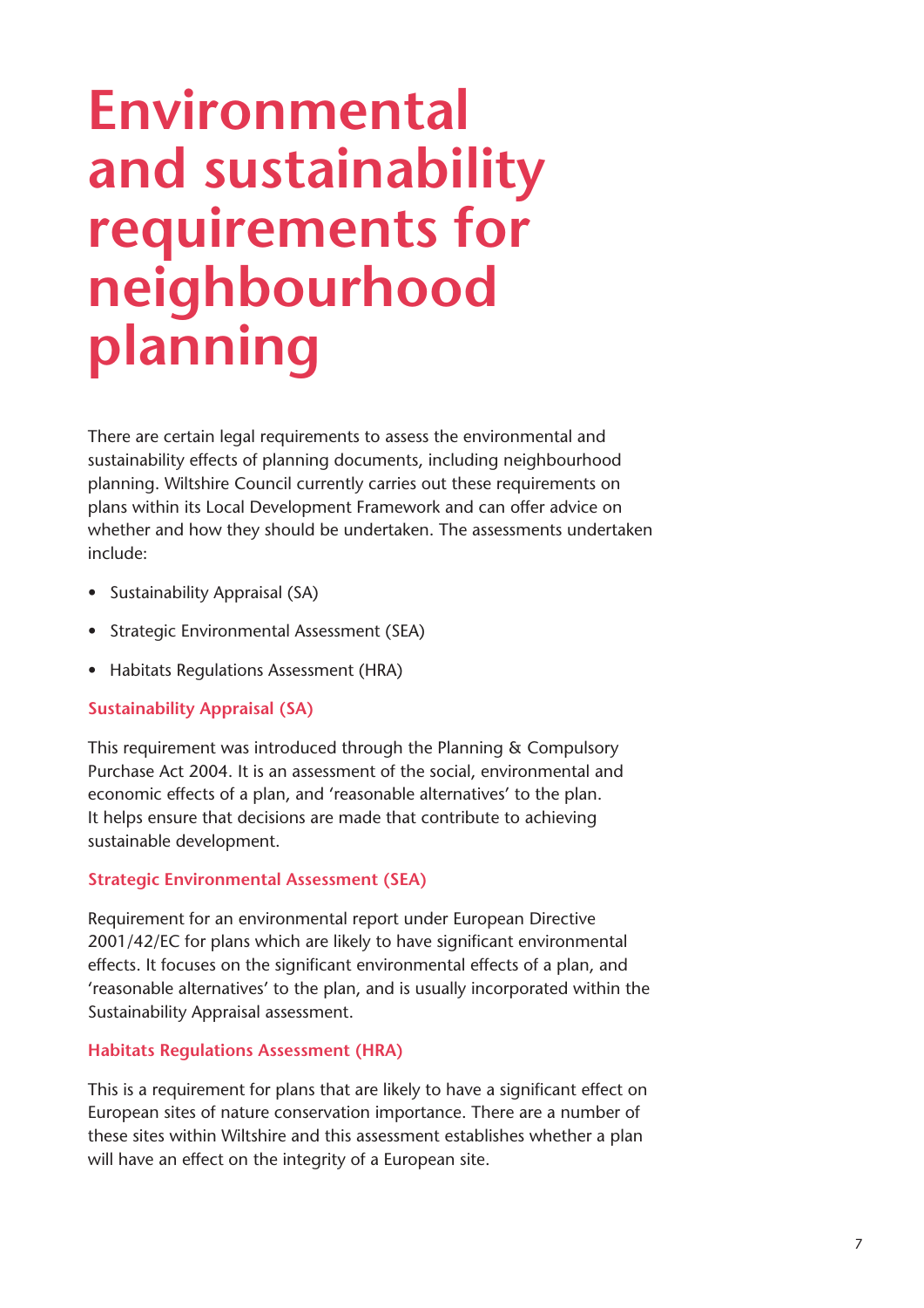# Environmental and sustainability requirements for neighbourhood planning

There are certain legal requirements to assess the environmental and sustainability effects of planning documents, including neighbourhood planning. Wiltshire Council currently carries out these requirements on plans within its Local Development Framework and can offer advice on whether and how they should be undertaken. The assessments undertaken include:

- Sustainability Appraisal (SA)
- Strategic Environmental Assessment (SEA)
- Habitats Regulations Assessment (HRA)

### Sustainability Appraisal (SA)

This requirement was introduced through the Planning & Compulsory Purchase Act 2004. It is an assessment of the social, environmental and economic effects of a plan, and 'reasonable alternatives' to the plan. It helps ensure that decisions are made that contribute to achieving sustainable development.

### Strategic Environmental Assessment (SEA)

Requirement for an environmental report under European Directive 2001/42/EC for plans which are likely to have significant environmental effects. It focuses on the significant environmental effects of a plan, and 'reasonable alternatives' to the plan, and is usually incorporated within the Sustainability Appraisal assessment.

### Habitats Regulations Assessment (HRA)

This is a requirement for plans that are likely to have a significant effect on European sites of nature conservation importance. There are a number of these sites within Wiltshire and this assessment establishes whether a plan will have an effect on the integrity of a European site.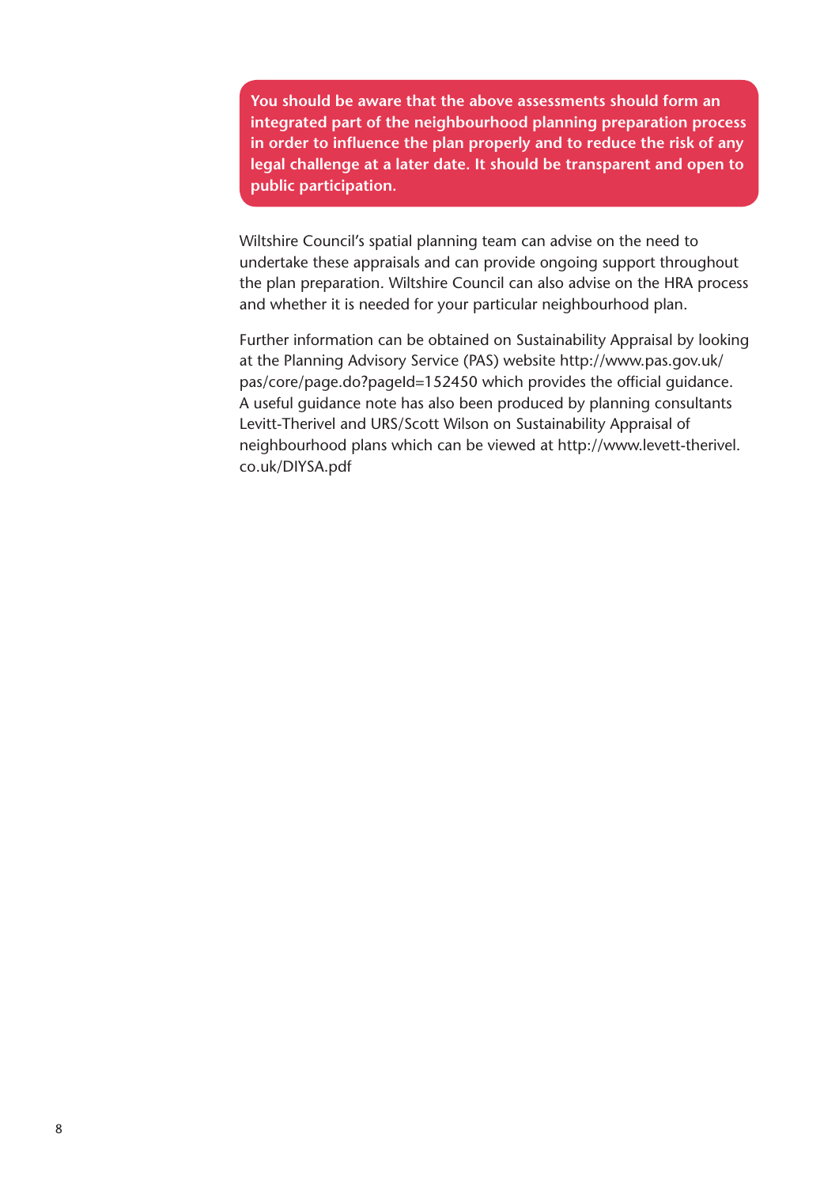**You should be aware that the above assessments should form an integrated part of the neighbourhood planning preparation process in order to influence the plan properly and to reduce the risk of any legal challenge at a later date. It should be transparent and open to public participation.**

Wiltshire Council's spatial planning team can advise on the need to undertake these appraisals and can provide ongoing support throughout the plan preparation. Wiltshire Council can also advise on the HRA process and whether it is needed for your particular neighbourhood plan.

Further information can be obtained on Sustainability Appraisal by looking at the Planning Advisory Service (PAS) website http://www.pas.gov.uk/pas/core/page.do?pageId=152450 which provides the official guidance. A useful guidance note has also been produced by planning consultants Levitt-Therivel and URS/Scott Wilson on Sustainability Appraisal of neighbourhood plans which can be viewed at http://www.levett-therivel.co.uk/DIYSA.pdf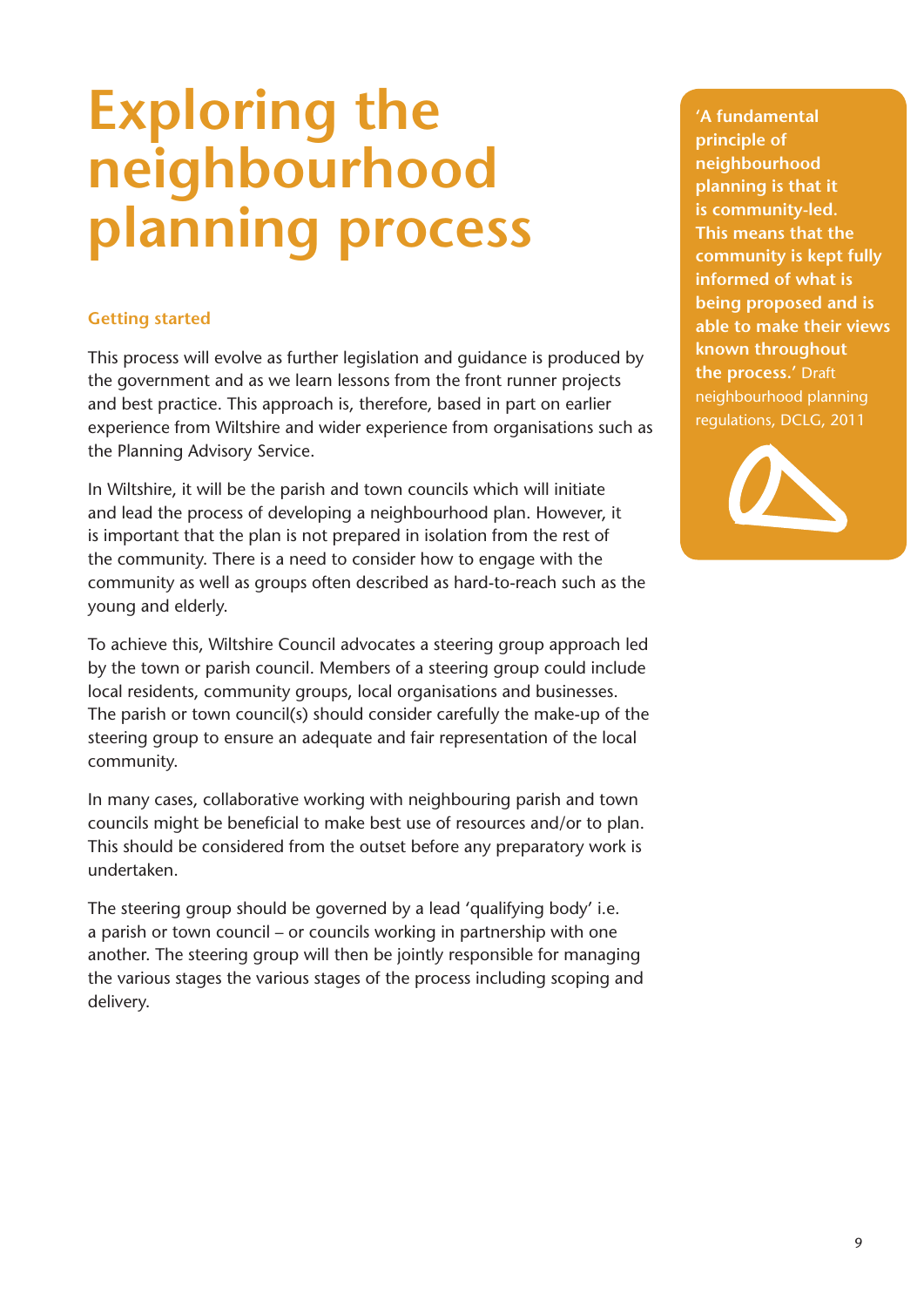# Exploring the neighbourhood planning process

### Getting started

This process will evolve as further legislation and guidance is produced by the government and as we learn lessons from the front runner projects and best practice. This approach is, therefore, based in part on earlier experience from Wiltshire and wider experience from organisations such as the Planning Advisory Service.

In Wiltshire, it will be the parish and town councils which will initiate and lead the process of developing a neighbourhood plan. However, it is important that the plan is not prepared in isolation from the rest of the community. There is a need to consider how to engage with the community as well as groups often described as hard-to-reach such as the young and elderly.

To achieve this, Wiltshire Council advocates a steering group approach led by the town or parish council. Members of a steering group could include local residents, community groups, local organisations and businesses. The parish or town council(s) should consider carefully the make-up of the steering group to ensure an adequate and fair representation of the local community.

In many cases, collaborative working with neighbouring parish and town councils might be beneficial to make best use of resources and/or to plan. This should be considered from the outset before any preparatory work is undertaken.

The steering group should be governed by a lead 'qualifying body' i.e. a parish or town council – or councils working in partnership with one another. The steering group will then be jointly responsible for managing the various stages the various stages of the process including scoping and delivery.

**'A fundamental principle of neighbourhood planning is that it is community-led. This means that the community is kept fully informed of what is being proposed and is able to make their views known throughout the process.'** Draft neighbourhood planning regulations, DCLG, 2011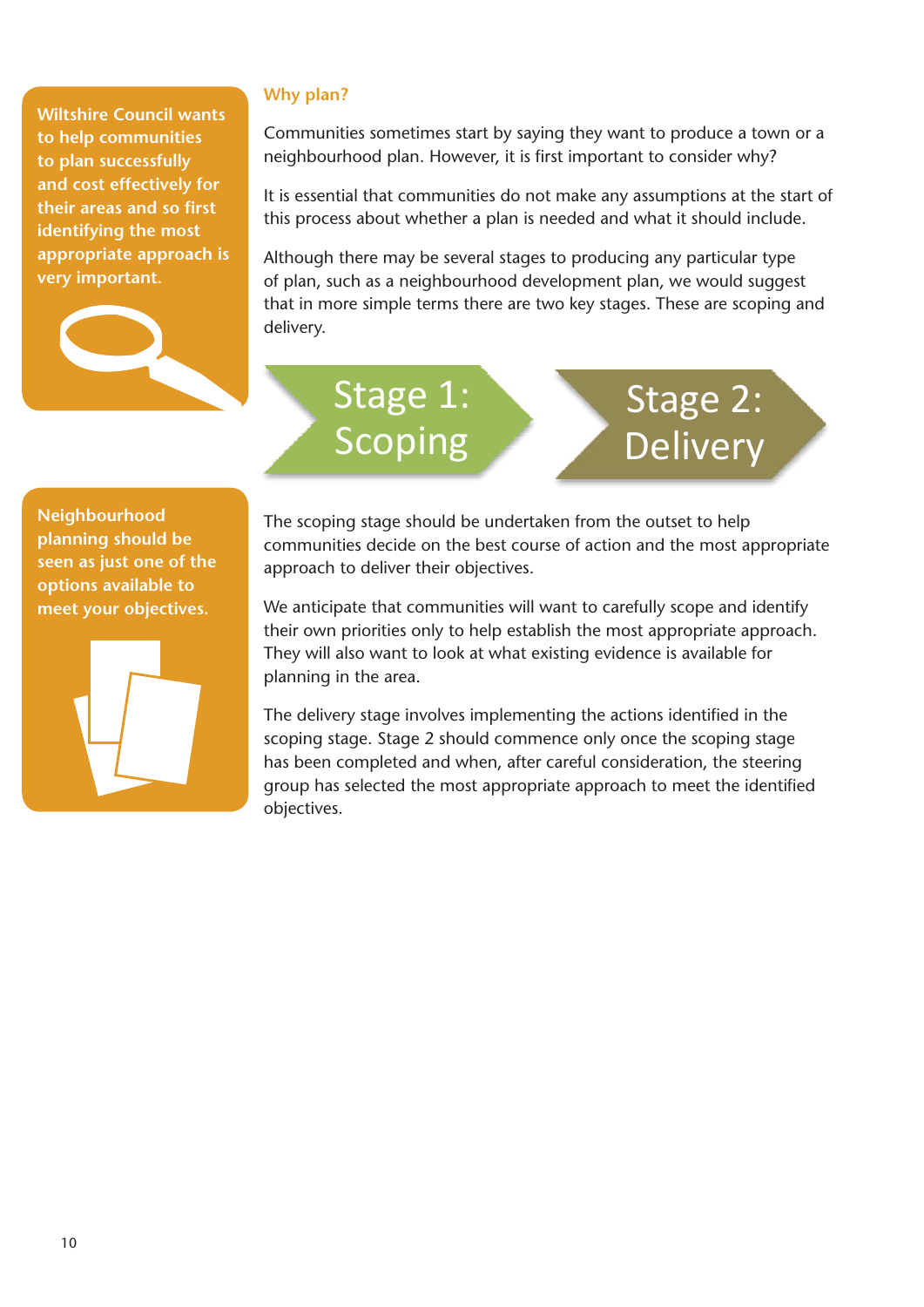**Wiltshire Council wants to help communities to plan successfully and cost effectively for their areas and so first identifying the most appropriate approach is very important.**

## Why plan?

Communities sometimes start by saying they want to produce a town or a neighbourhood plan. However, it is first important to consider why?

It is essential that communities do not make any assumptions at the start of this process about whether a plan is needed and what it should include.

Although there may be several stages to producing any particular type of plan, such as a neighbourhood development plan, we would suggest that in more simple terms there are two key stages. These are scoping and delivery.

**Stage 1: Scoping** → **Stage 2: Delivery**

**Neighbourhood planning should be seen as just one of the options available to meet your objectives.**

The scoping stage should be undertaken from the outset to help communities decide on the best course of action and the most appropriate approach to deliver their objectives.

We anticipate that communities will want to carefully scope and identify their own priorities only to help establish the most appropriate approach. They will also want to look at what existing evidence is available for planning in the area.

The delivery stage involves implementing the actions identified in the scoping stage. Stage 2 should commence only once the scoping stage has been completed and when, after careful consideration, the steering group has selected the most appropriate approach to meet the identified objectives.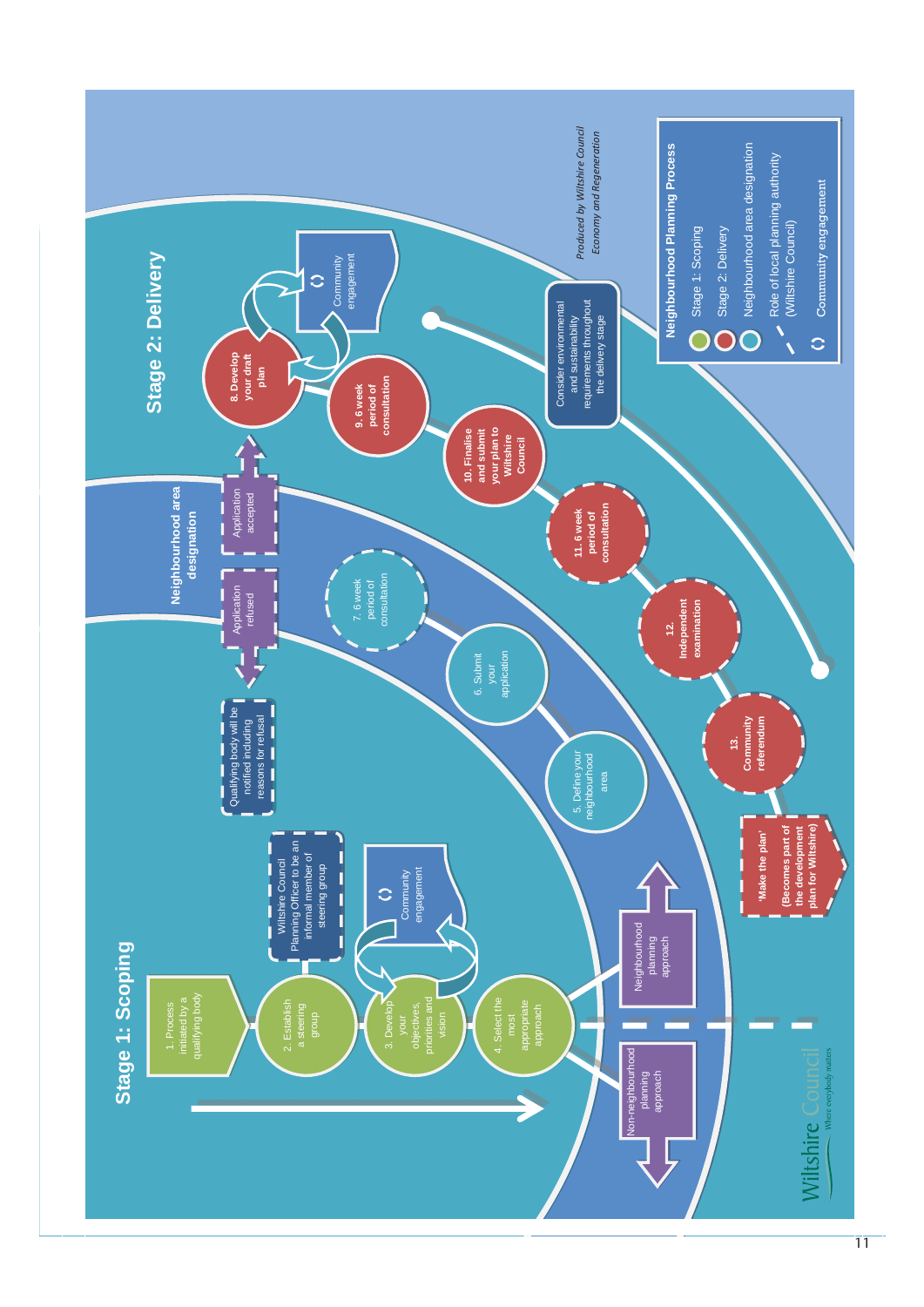# Stage 1: Scoping

1. Process initiated by a qualifying body
2. Establish a steering group
3. Develop your objectives, priorities and vision
4. Select the most appropriate approach

Community engagement

Wiltshire Council Planning Officer to be an informal member of steering group

Neighbourhood planning approach

Non-neighbourhood planning approach

## Neighbourhood area designation

5. Define your neighbourhood area
6. Submit your application
7. 6 week period of consultation

Application refused

Qualifying body will be notified including reasons for refusal

Application accepted

# Stage 2: Delivery

**8. Develop your draft plan**

Community engagement

**9. 6 week period of consultation**

**10. Finalise and submit your plan to Wiltshire Council**

**11. 6 week period of consultation**

**12. Independent examination**

**13. Community referendum**

**'Make the plan' (Becomes part of the development plan for Wiltshire)**

Consider environmental and sustainability requirements throughout the delivery stage

*Produced by Wiltshire Council Economy and Regeneration*

**Neighbourhood Planning Process**

- Stage 1: Scoping
- Stage 2: Delivery
- Neighbourhood area designation
- Role of local planning authority (Wiltshire Council)
- Community engagement

Wiltshire Council — Where everybody matters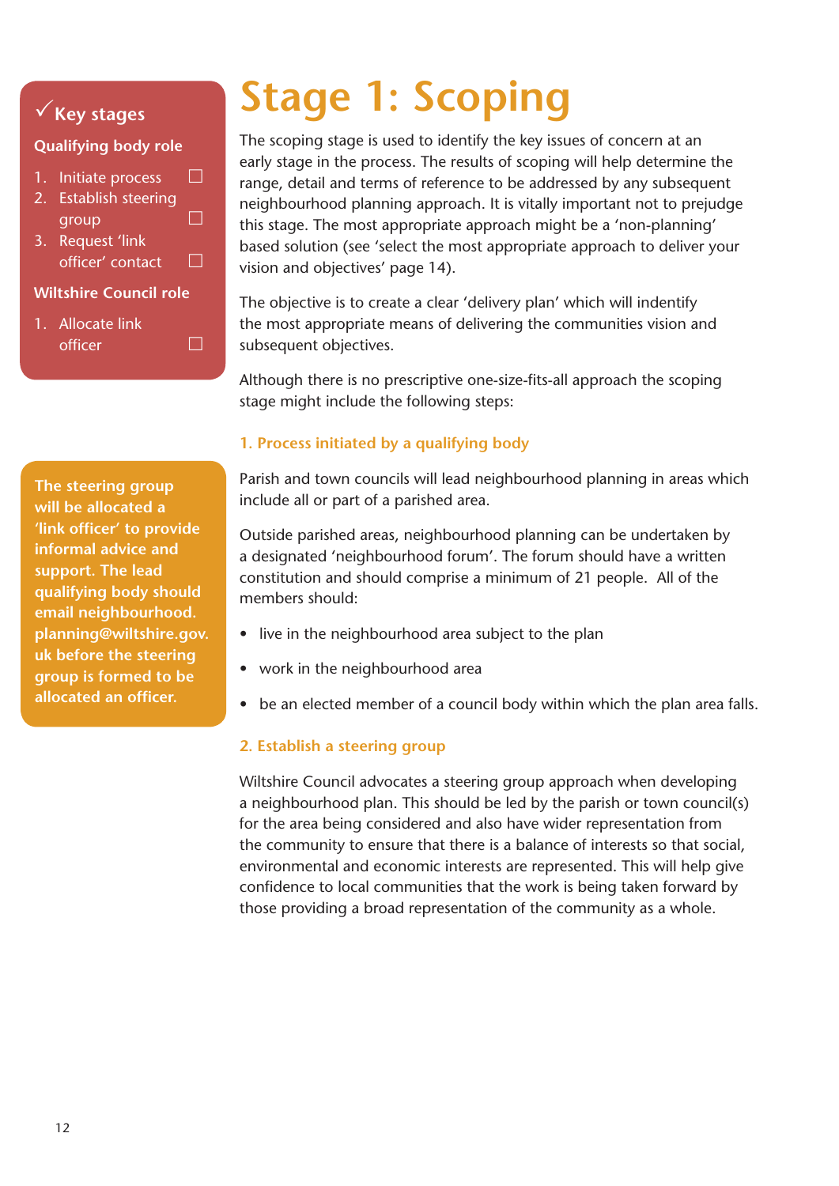# Stage 1: Scoping

The scoping stage is used to identify the key issues of concern at an early stage in the process. The results of scoping will help determine the range, detail and terms of reference to be addressed by any subsequent neighbourhood planning approach. It is vitally important not to prejudge this stage. The most appropriate approach might be a 'non-planning' based solution (see 'select the most appropriate approach to deliver your vision and objectives' page 14).

The objective is to create a clear 'delivery plan' which will indentify the most appropriate means of delivering the communities vision and subsequent objectives.

Although there is no prescriptive one-size-fits-all approach the scoping stage might include the following steps:

### 1. Process initiated by a qualifying body

Parish and town councils will lead neighbourhood planning in areas which include all or part of a parished area.

Outside parished areas, neighbourhood planning can be undertaken by a designated 'neighbourhood forum'. The forum should have a written constitution and should comprise a minimum of 21 people. All of the members should:

- live in the neighbourhood area subject to the plan
- work in the neighbourhood area
- be an elected member of a council body within which the plan area falls.

### 2. Establish a steering group

Wiltshire Council advocates a steering group approach when developing a neighbourhood plan. This should be led by the parish or town council(s) for the area being considered and also have wider representation from the community to ensure that there is a balance of interests so that social, environmental and economic interests are represented. This will help give confidence to local communities that the work is being taken forward by those providing a broad representation of the community as a whole.

**✓ Key stages**

**Qualifying body role**

1. Initiate process ☐
2. Establish steering group ☐
3. Request 'link officer' contact ☐

**Wiltshire Council role**

1. Allocate link officer ☐

**The steering group will be allocated a 'link officer' to provide informal advice and support. The lead qualifying body should email neighbourhood.planning@wiltshire.gov.uk before the steering group is formed to be allocated an officer.**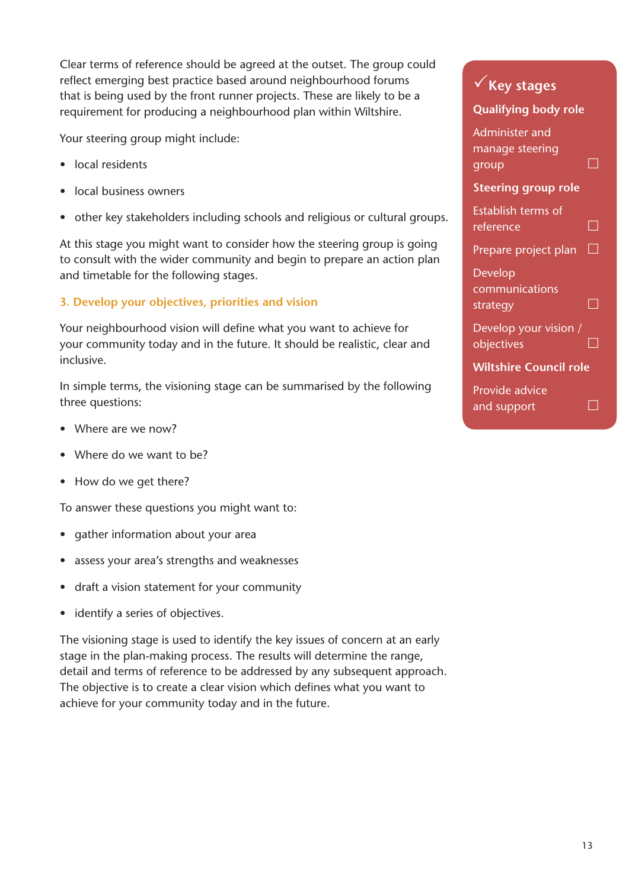Clear terms of reference should be agreed at the outset. The group could reflect emerging best practice based around neighbourhood forums that is being used by the front runner projects. These are likely to be a requirement for producing a neighbourhood plan within Wiltshire.

Your steering group might include:

- local residents
- local business owners
- other key stakeholders including schools and religious or cultural groups.

At this stage you might want to consider how the steering group is going to consult with the wider community and begin to prepare an action plan and timetable for the following stages.

### 3. Develop your objectives, priorities and vision

Your neighbourhood vision will define what you want to achieve for your community today and in the future. It should be realistic, clear and inclusive.

In simple terms, the visioning stage can be summarised by the following three questions:

- Where are we now?
- Where do we want to be?
- How do we get there?

To answer these questions you might want to:

- gather information about your area
- assess your area's strengths and weaknesses
- draft a vision statement for your community
- identify a series of objectives.

The visioning stage is used to identify the key issues of concern at an early stage in the plan-making process. The results will determine the range, detail and terms of reference to be addressed by any subsequent approach. The objective is to create a clear vision which defines what you want to achieve for your community today and in the future.

---

**✓ Key stages**

**Qualifying body role**

- ☐ Administer and manage steering group

**Steering group role**

- ☐ Establish terms of reference
- ☐ Prepare project plan
- ☐ Develop communications strategy
- ☐ Develop your vision / objectives

**Wiltshire Council role**

- ☐ Provide advice and support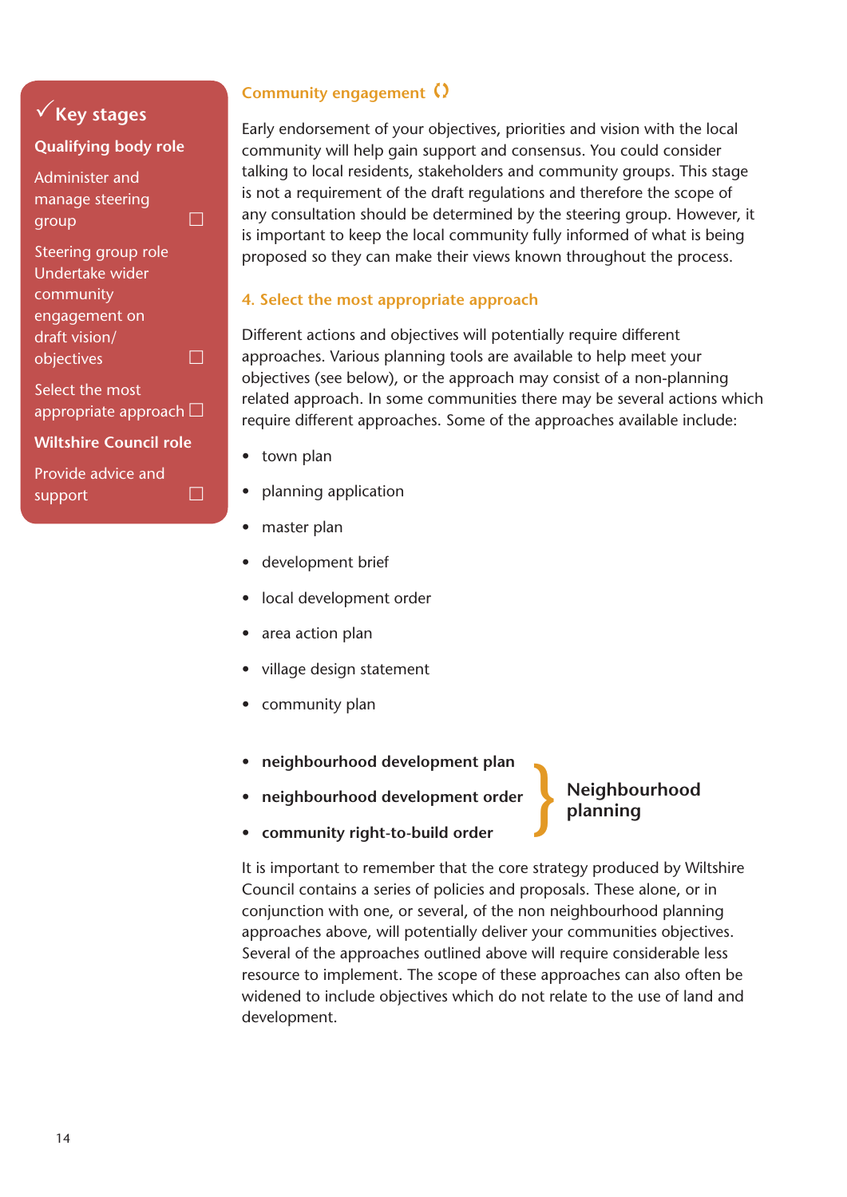**✓ Key stages**

**Qualifying body role**

Administer and manage steering group ☐

Steering group role
Undertake wider community engagement on draft vision/ objectives ☐

Select the most appropriate approach ☐

**Wiltshire Council role**

Provide advice and support ☐

## Community engagement

Early endorsement of your objectives, priorities and vision with the local community will help gain support and consensus. You could consider talking to local residents, stakeholders and community groups. This stage is not a requirement of the draft regulations and therefore the scope of any consultation should be determined by the steering group. However, it is important to keep the local community fully informed of what is being proposed so they can make their views known throughout the process.

## 4. Select the most appropriate approach

Different actions and objectives will potentially require different approaches. Various planning tools are available to help meet your objectives (see below), or the approach may consist of a non-planning related approach. In some communities there may be several actions which require different approaches. Some of the approaches available include:

- town plan
- planning application
- master plan
- development brief
- local development order
- area action plan
- village design statement
- community plan

Neighbourhood planning:

- **neighbourhood development plan**
- **neighbourhood development order**
- **community right-to-build order**

It is important to remember that the core strategy produced by Wiltshire Council contains a series of policies and proposals. These alone, or in conjunction with one, or several, of the non neighbourhood planning approaches above, will potentially deliver your communities objectives. Several of the approaches outlined above will require considerable less resource to implement. The scope of these approaches can also often be widened to include objectives which do not relate to the use of land and development.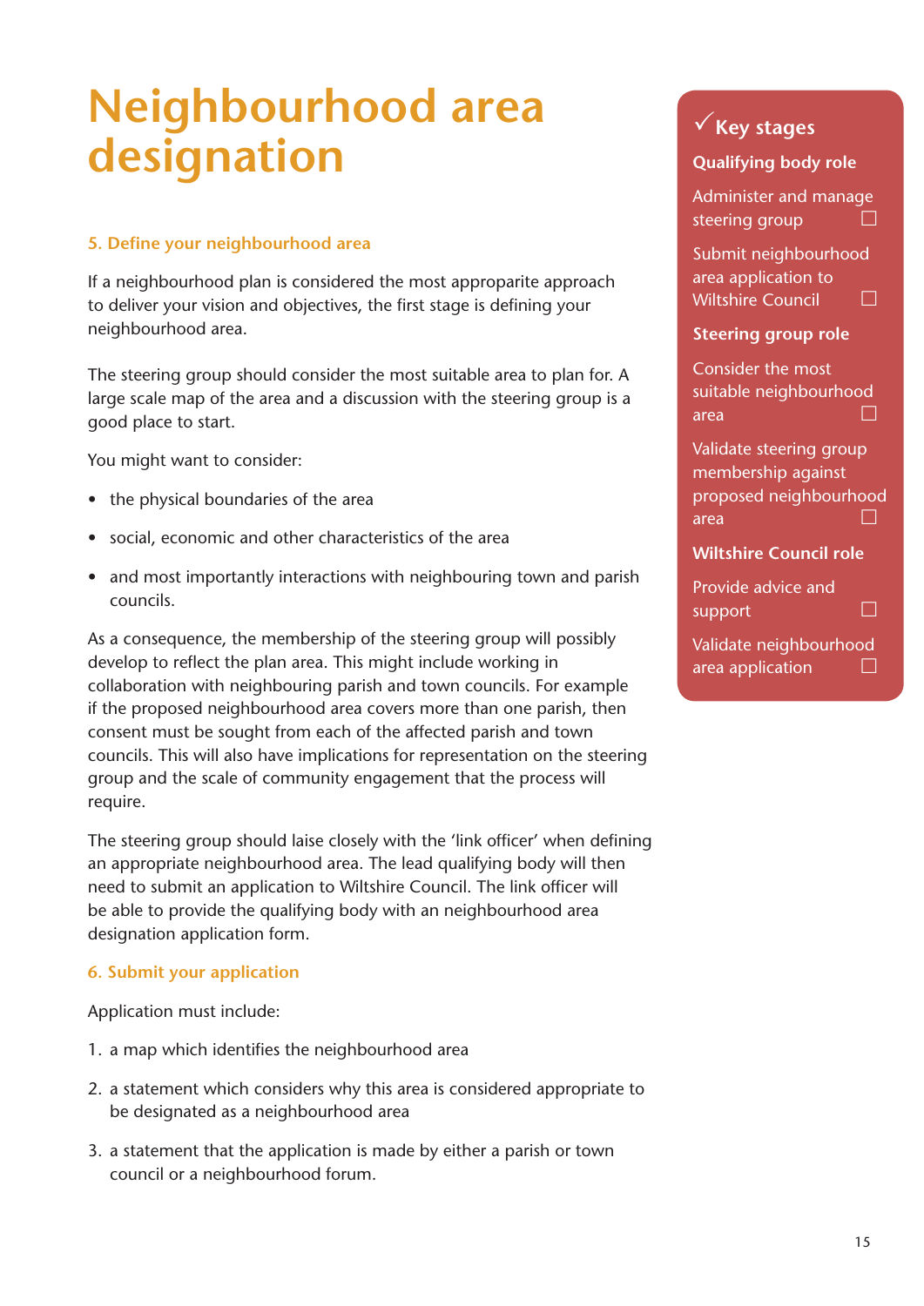# Neighbourhood area designation

### 5. Define your neighbourhood area

If a neighbourhood plan is considered the most appropparite approach to deliver your vision and objectives, the first stage is defining your neighbourhood area.

The steering group should consider the most suitable area to plan for. A large scale map of the area and a discussion with the steering group is a good place to start.

You might want to consider:

- the physical boundaries of the area
- social, economic and other characteristics of the area
- and most importantly interactions with neighbouring town and parish councils.

As a consequence, the membership of the steering group will possibly develop to reflect the plan area. This might include working in collaboration with neighbouring parish and town councils. For example if the proposed neighbourhood area covers more than one parish, then consent must be sought from each of the affected parish and town councils. This will also have implications for representation on the steering group and the scale of community engagement that the process will require.

The steering group should laise closely with the 'link officer' when defining an appropriate neighbourhood area. The lead qualifying body will then need to submit an application to Wiltshire Council. The link officer will be able to provide the qualifying body with an neighbourhood area designation application form.

### 6. Submit your application

Application must include:

1. a map which identifies the neighbourhood area
2. a statement which considers why this area is considered appropriate to be designated as a neighbourhood area
3. a statement that the application is made by either a parish or town council or a neighbourhood forum.

**✓ Key stages**

**Qualifying body role**

- Administer and manage steering group ☐
- Submit neighbourhood area application to Wiltshire Council ☐

**Steering group role**

- Consider the most suitable neighbourhood area ☐
- Validate steering group membership against proposed neighbourhood area ☐

**Wiltshire Council role**

- Provide advice and support ☐
- Validate neighbourhood area application ☐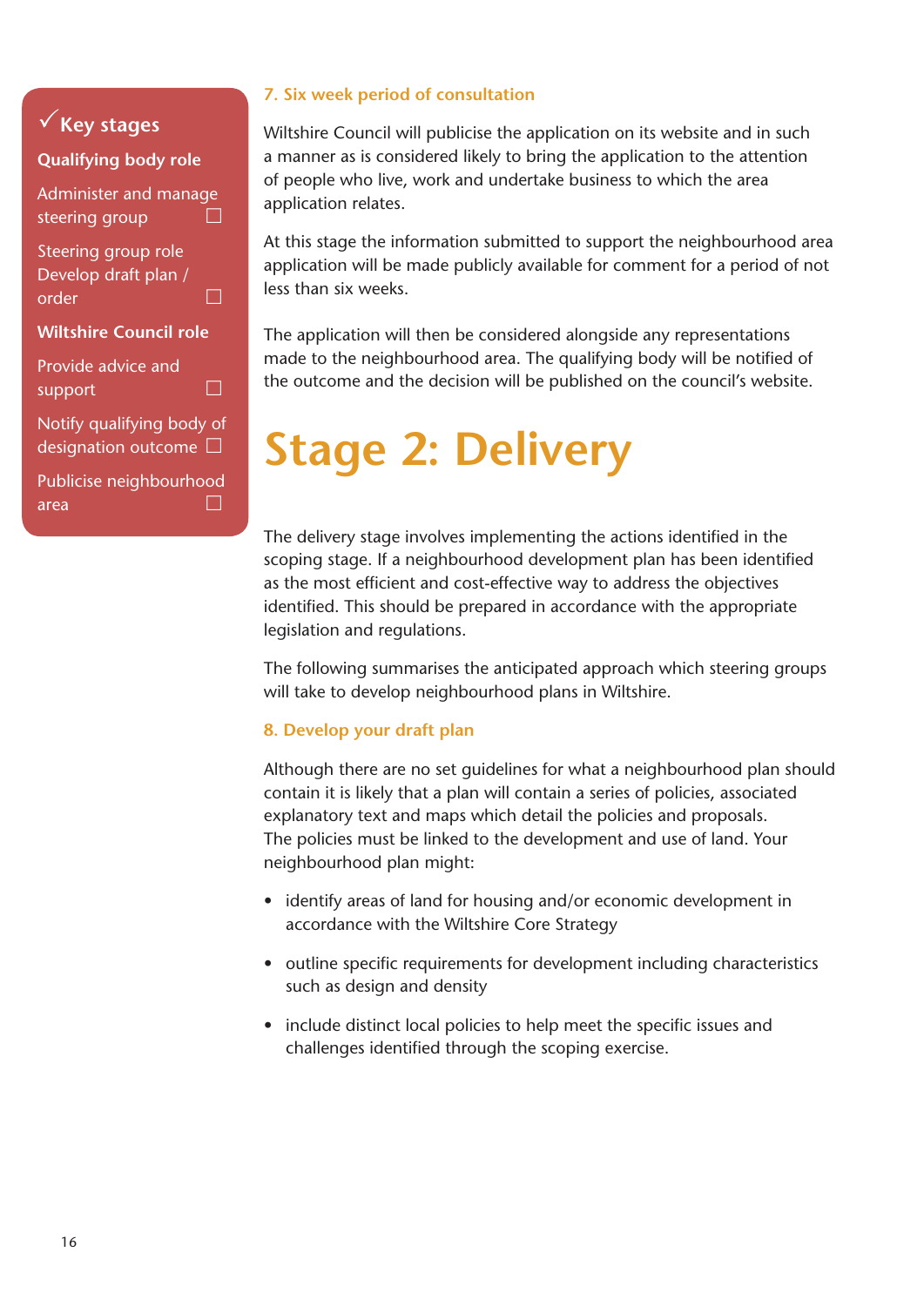**✓ Key stages**

**Qualifying body role**

- Administer and manage steering group ☐

Steering group role

- Develop draft plan / order ☐

**Wiltshire Council role**

- Provide advice and support ☐
- Notify qualifying body of designation outcome ☐
- Publicise neighbourhood area ☐

### 7. Six week period of consultation

Wiltshire Council will publicise the application on its website and in such a manner as is considered likely to bring the application to the attention of people who live, work and undertake business to which the area application relates.

At this stage the information submitted to support the neighbourhood area application will be made publicly available for comment for a period of not less than six weeks.

The application will then be considered alongside any representations made to the neighbourhood area. The qualifying body will be notified of the outcome and the decision will be published on the council's website.

# Stage 2: Delivery

The delivery stage involves implementing the actions identified in the scoping stage. If a neighbourhood development plan has been identified as the most efficient and cost-effective way to address the objectives identified. This should be prepared in accordance with the appropriate legislation and regulations.

The following summarises the anticipated approach which steering groups will take to develop neighbourhood plans in Wiltshire.

### 8. Develop your draft plan

Although there are no set guidelines for what a neighbourhood plan should contain it is likely that a plan will contain a series of policies, associated explanatory text and maps which detail the policies and proposals. The policies must be linked to the development and use of land. Your neighbourhood plan might:

- identify areas of land for housing and/or economic development in accordance with the Wiltshire Core Strategy
- outline specific requirements for development including characteristics such as design and density
- include distinct local policies to help meet the specific issues and challenges identified through the scoping exercise.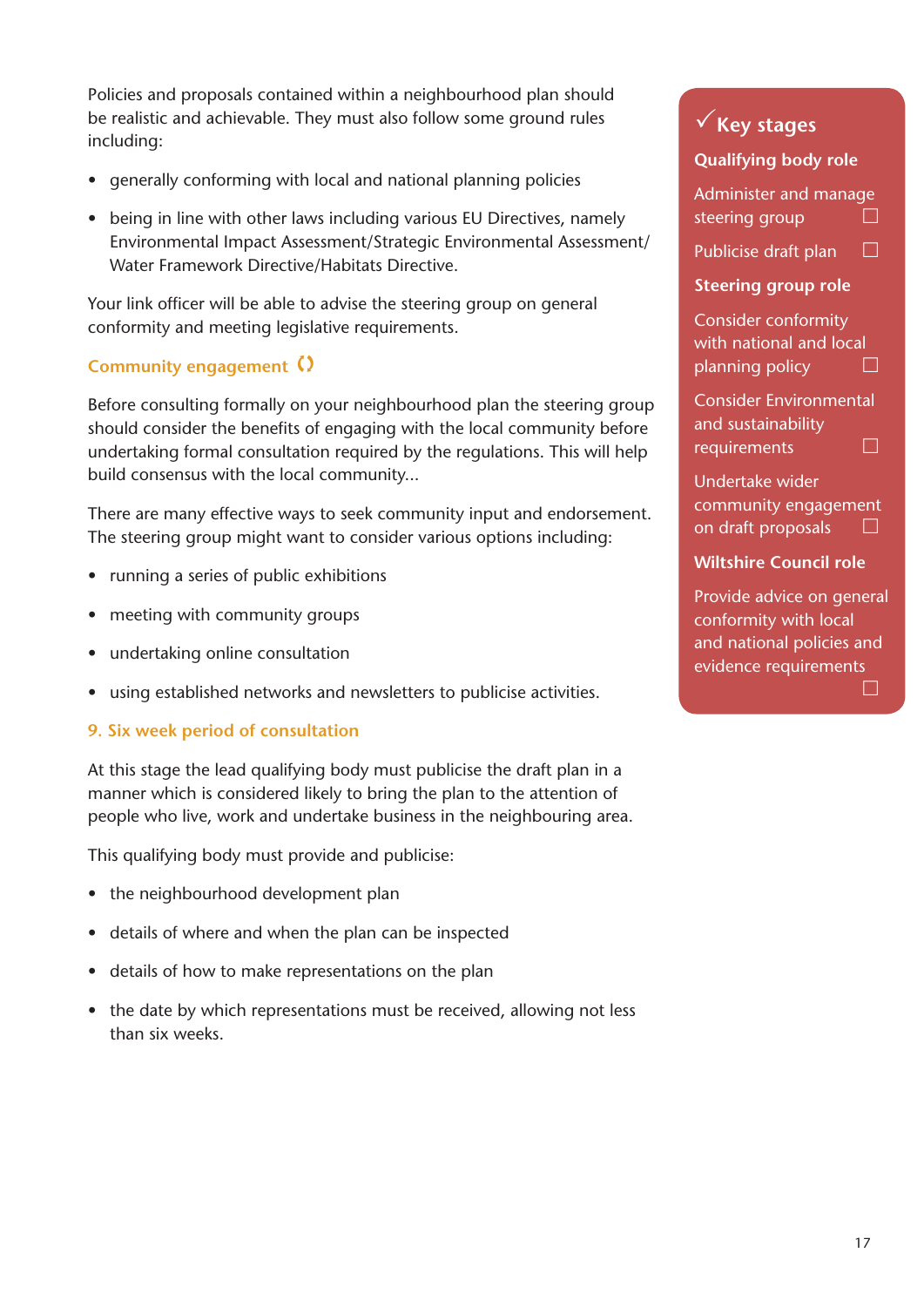Policies and proposals contained within a neighbourhood plan should be realistic and achievable. They must also follow some ground rules including:

- generally conforming with local and national planning policies
- being in line with other laws including various EU Directives, namely Environmental Impact Assessment/Strategic Environmental Assessment/ Water Framework Directive/Habitats Directive.

Your link officer will be able to advise the steering group on general conformity and meeting legislative requirements.

### Community engagement

Before consulting formally on your neighbourhood plan the steering group should consider the benefits of engaging with the local community before undertaking formal consultation required by the regulations. This will help build consensus with the local community...

There are many effective ways to seek community input and endorsement. The steering group might want to consider various options including:

- running a series of public exhibitions
- meeting with community groups
- undertaking online consultation
- using established networks and newsletters to publicise activities.

### 9. Six week period of consultation

At this stage the lead qualifying body must publicise the draft plan in a manner which is considered likely to bring the plan to the attention of people who live, work and undertake business in the neighbouring area.

This qualifying body must provide and publicise:

- the neighbourhood development plan
- details of where and when the plan can be inspected
- details of how to make representations on the plan
- the date by which representations must be received, allowing not less than six weeks.

### ✓ Key stages

**Qualifying body role**

- ☐ Administer and manage steering group
- ☐ Publicise draft plan

**Steering group role**

- ☐ Consider conformity with national and local planning policy
- ☐ Consider Environmental and sustainability requirements
- ☐ Undertake wider community engagement on draft proposals

**Wiltshire Council role**

- ☐ Provide advice on general conformity with local and national policies and evidence requirements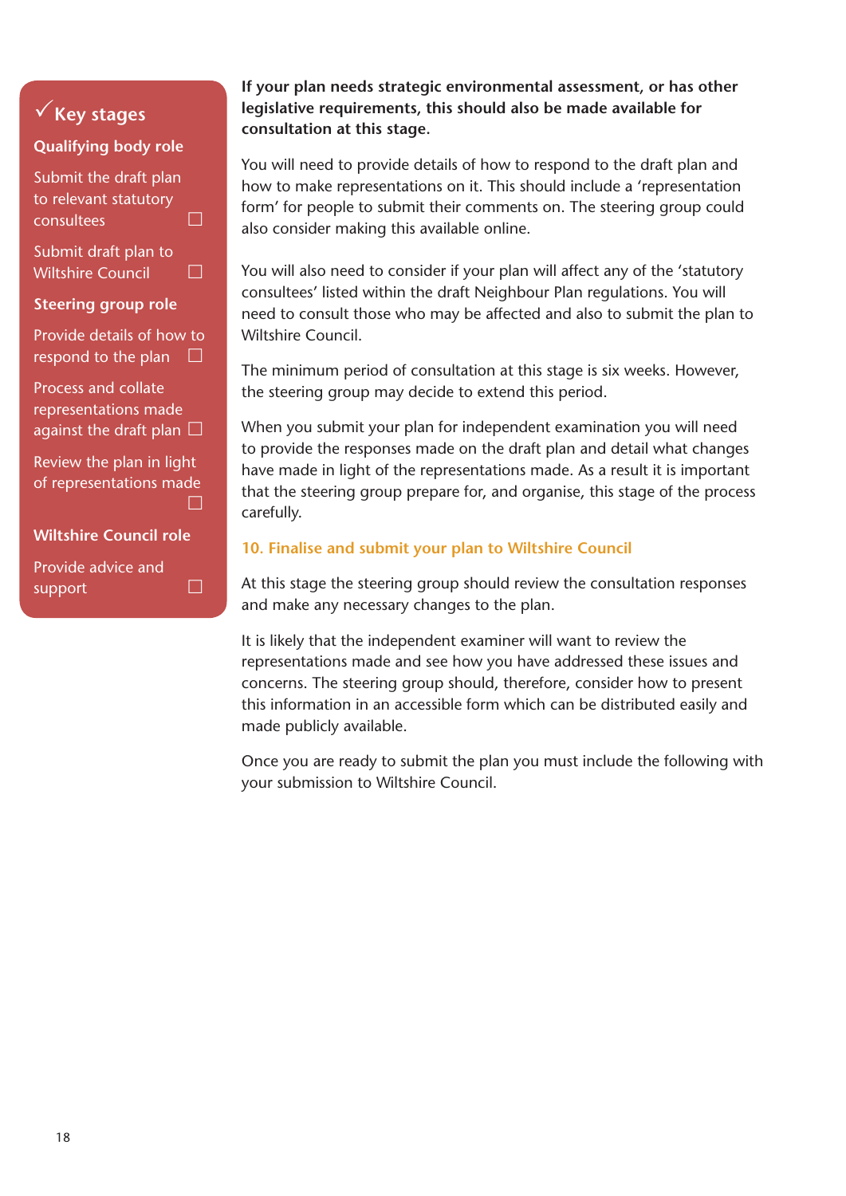## ✓ Key stages

**Qualifying body role**

- Submit the draft plan to relevant statutory consultees ☐
- Submit draft plan to Wiltshire Council ☐

**Steering group role**

- Provide details of how to respond to the plan ☐
- Process and collate representations made against the draft plan ☐
- Review the plan in light of representations made ☐

**Wiltshire Council role**

- Provide advice and support ☐

**If your plan needs strategic environmental assessment, or has other legislative requirements, this should also be made available for consultation at this stage.**

You will need to provide details of how to respond to the draft plan and how to make representations on it. This should include a 'representation form' for people to submit their comments on. The steering group could also consider making this available online.

You will also need to consider if your plan will affect any of the 'statutory consultees' listed within the draft Neighbour Plan regulations. You will need to consult those who may be affected and also to submit the plan to Wiltshire Council.

The minimum period of consultation at this stage is six weeks. However, the steering group may decide to extend this period.

When you submit your plan for independent examination you will need to provide the responses made on the draft plan and detail what changes have made in light of the representations made. As a result it is important that the steering group prepare for, and organise, this stage of the process carefully.

### 10. Finalise and submit your plan to Wiltshire Council

At this stage the steering group should review the consultation responses and make any necessary changes to the plan.

It is likely that the independent examiner will want to review the representations made and see how you have addressed these issues and concerns. The steering group should, therefore, consider how to present this information in an accessible form which can be distributed easily and made publicly available.

Once you are ready to submit the plan you must include the following with your submission to Wiltshire Council.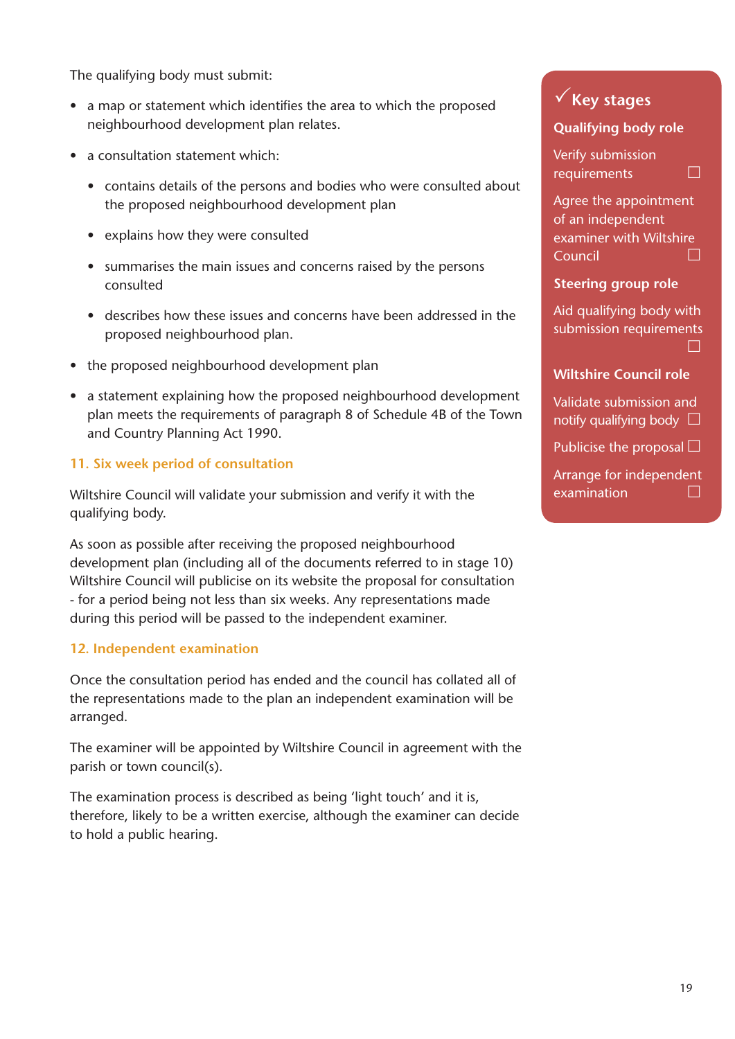The qualifying body must submit:

- a map or statement which identifies the area to which the proposed neighbourhood development plan relates.
- a consultation statement which:
  - contains details of the persons and bodies who were consulted about the proposed neighbourhood development plan
  - explains how they were consulted
  - summarises the main issues and concerns raised by the persons consulted
  - describes how these issues and concerns have been addressed in the proposed neighbourhood plan.
- the proposed neighbourhood development plan
- a statement explaining how the proposed neighbourhood development plan meets the requirements of paragraph 8 of Schedule 4B of the Town and Country Planning Act 1990.

## 11. Six week period of consultation

Wiltshire Council will validate your submission and verify it with the qualifying body.

As soon as possible after receiving the proposed neighbourhood development plan (including all of the documents referred to in stage 10) Wiltshire Council will publicise on its website the proposal for consultation - for a period being not less than six weeks. Any representations made during this period will be passed to the independent examiner.

## 12. Independent examination

Once the consultation period has ended and the council has collated all of the representations made to the plan an independent examination will be arranged.

The examiner will be appointed by Wiltshire Council in agreement with the parish or town council(s).

The examination process is described as being 'light touch' and it is, therefore, likely to be a written exercise, although the examiner can decide to hold a public hearing.

### ✓ Key stages

**Qualifying body role**

- [ ] Verify submission requirements
- [ ] Agree the appointment of an independent examiner with Wiltshire Council

**Steering group role**

- [ ] Aid qualifying body with submission requirements

**Wiltshire Council role**

- [ ] Validate submission and notify qualifying body
- [ ] Publicise the proposal
- [ ] Arrange for independent examination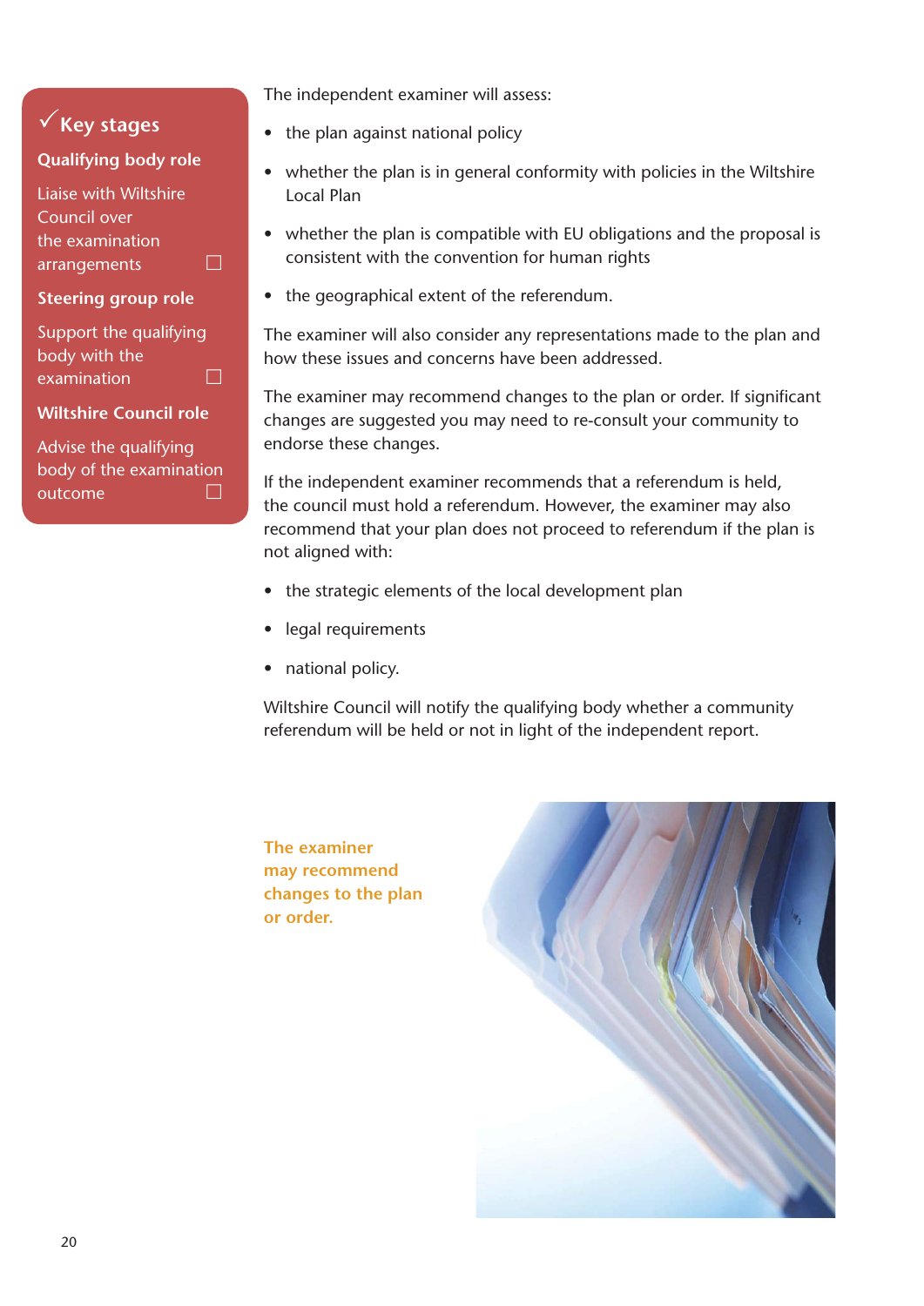## ✓ Key stages

### Qualifying body role

Liaise with Wiltshire Council over the examination arrangements ☐

### Steering group role

Support the qualifying body with the examination ☐

### Wiltshire Council role

Advise the qualifying body of the examination outcome ☐

The independent examiner will assess:

- the plan against national policy
- whether the plan is in general conformity with policies in the Wiltshire Local Plan
- whether the plan is compatible with EU obligations and the proposal is consistent with the convention for human rights
- the geographical extent of the referendum.

The examiner will also consider any representations made to the plan and how these issues and concerns have been addressed.

The examiner may recommend changes to the plan or order. If significant changes are suggested you may need to re-consult your community to endorse these changes.

If the independent examiner recommends that a referendum is held, the council must hold a referendum. However, the examiner may also recommend that your plan does not proceed to referendum if the plan is not aligned with:

- the strategic elements of the local development plan
- legal requirements
- national policy.

Wiltshire Council will notify the qualifying body whether a community referendum will be held or not in light of the independent report.

**The examiner may recommend changes to the plan or order.**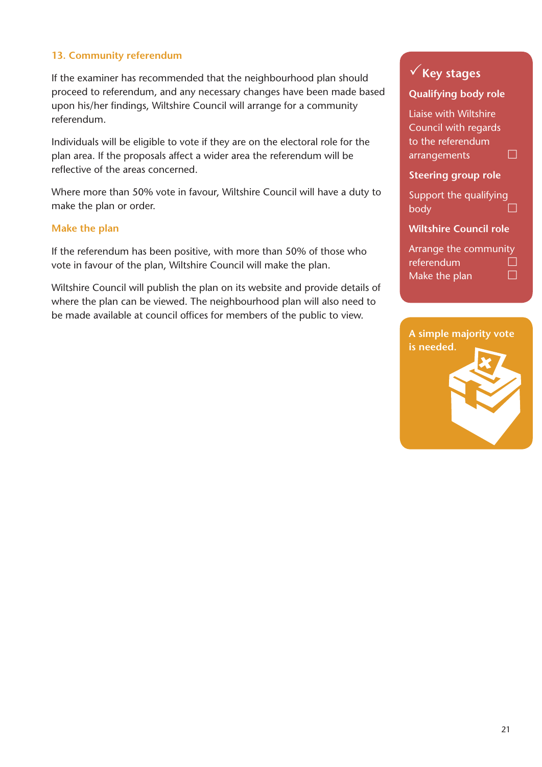## 13. Community referendum

If the examiner has recommended that the neighbourhood plan should proceed to referendum, and any necessary changes have been made based upon his/her findings, Wiltshire Council will arrange for a community referendum.

Individuals will be eligible to vote if they are on the electoral role for the plan area. If the proposals affect a wider area the referendum will be reflective of the areas concerned.

Where more than 50% vote in favour, Wiltshire Council will have a duty to make the plan or order.

### Make the plan

If the referendum has been positive, with more than 50% of those who vote in favour of the plan, Wiltshire Council will make the plan.

Wiltshire Council will publish the plan on its website and provide details of where the plan can be viewed. The neighbourhood plan will also need to be made available at council offices for members of the public to view.

### ✓ Key stages

**Qualifying body role**

- Liaise with Wiltshire Council with regards to the referendum arrangements ☐

**Steering group role**

- Support the qualifying body ☐

**Wiltshire Council role**

- Arrange the community referendum ☐
- Make the plan ☐

**A simple majority vote is needed.**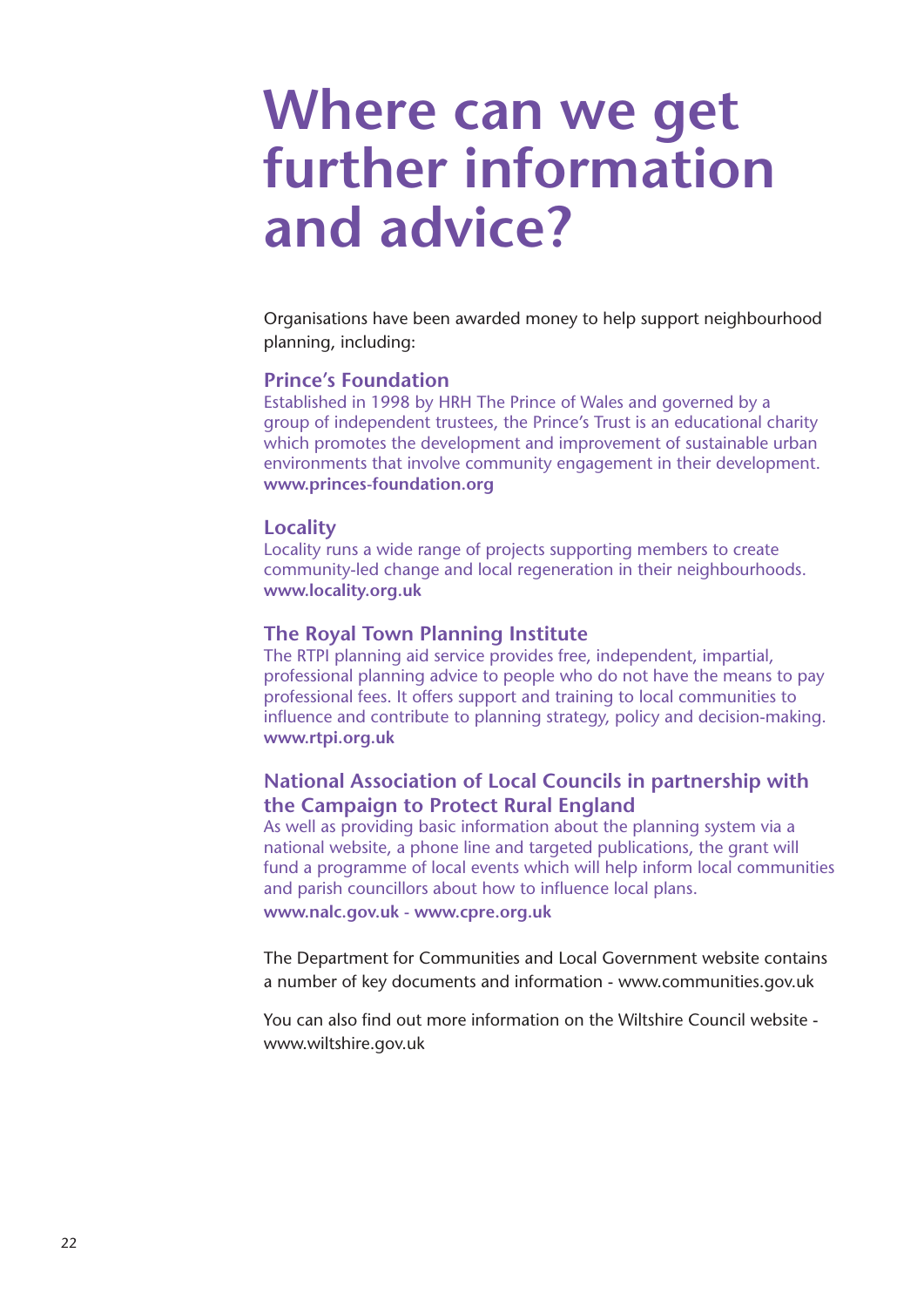# Where can we get further information and advice?

Organisations have been awarded money to help support neighbourhood planning, including:

### Prince's Foundation

Established in 1998 by HRH The Prince of Wales and governed by a group of independent trustees, the Prince's Trust is an educational charity which promotes the development and improvement of sustainable urban environments that involve community engagement in their development.
**www.princes-foundation.org**

### Locality

Locality runs a wide range of projects supporting members to create community-led change and local regeneration in their neighbourhoods.
**www.locality.org.uk**

### The Royal Town Planning Institute

The RTPI planning aid service provides free, independent, impartial, professional planning advice to people who do not have the means to pay professional fees. It offers support and training to local communities to influence and contribute to planning strategy, policy and decision-making.
**www.rtpi.org.uk**

### National Association of Local Councils in partnership with the Campaign to Protect Rural England

As well as providing basic information about the planning system via a national website, a phone line and targeted publications, the grant will fund a programme of local events which will help inform local communities and parish councillors about how to influence local plans.
**www.nalc.gov.uk - www.cpre.org.uk**

The Department for Communities and Local Government website contains a number of key documents and information - www.communities.gov.uk

You can also find out more information on the Wiltshire Council website - www.wiltshire.gov.uk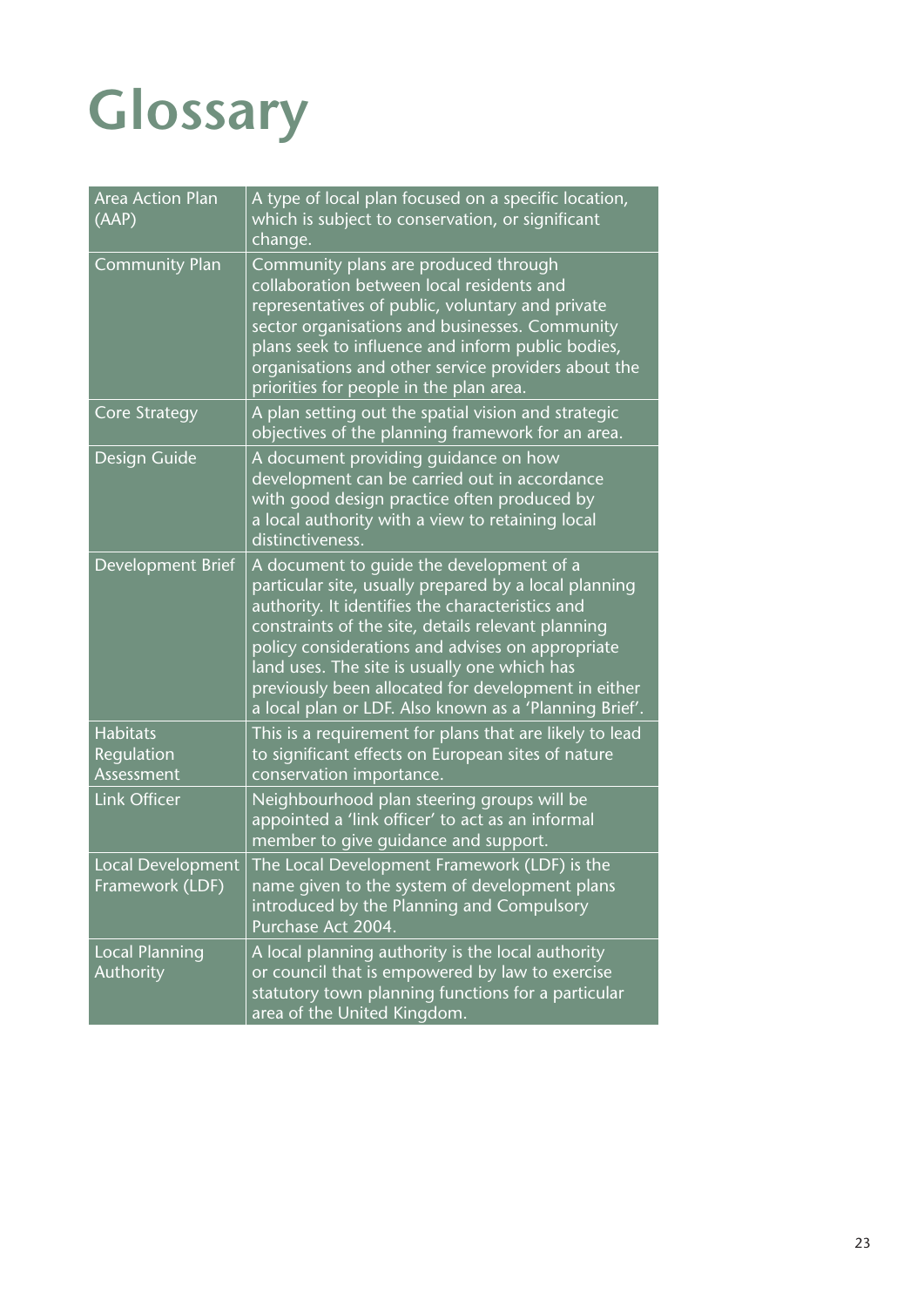# Glossary

| Term | Definition |
|---|---|
| Area Action Plan (AAP) | A type of local plan focused on a specific location, which is subject to conservation, or significant change. |
| Community Plan | Community plans are produced through collaboration between local residents and representatives of public, voluntary and private sector organisations and businesses. Community plans seek to influence and inform public bodies, organisations and other service providers about the priorities for people in the plan area. |
| Core Strategy | A plan setting out the spatial vision and strategic objectives of the planning framework for an area. |
| Design Guide | A document providing guidance on how development can be carried out in accordance with good design practice often produced by a local authority with a view to retaining local distinctiveness. |
| Development Brief | A document to guide the development of a particular site, usually prepared by a local planning authority. It identifies the characteristics and constraints of the site, details relevant planning policy considerations and advises on appropriate land uses. The site is usually one which has previously been allocated for development in either a local plan or LDF. Also known as a 'Planning Brief'. |
| Habitats Regulation Assessment | This is a requirement for plans that are likely to lead to significant effects on European sites of nature conservation importance. |
| Link Officer | Neighbourhood plan steering groups will be appointed a 'link officer' to act as an informal member to give guidance and support. |
| Local Development Framework (LDF) | The Local Development Framework (LDF) is the name given to the system of development plans introduced by the Planning and Compulsory Purchase Act 2004. |
| Local Planning Authority | A local planning authority is the local authority or council that is empowered by law to exercise statutory town planning functions for a particular area of the United Kingdom. |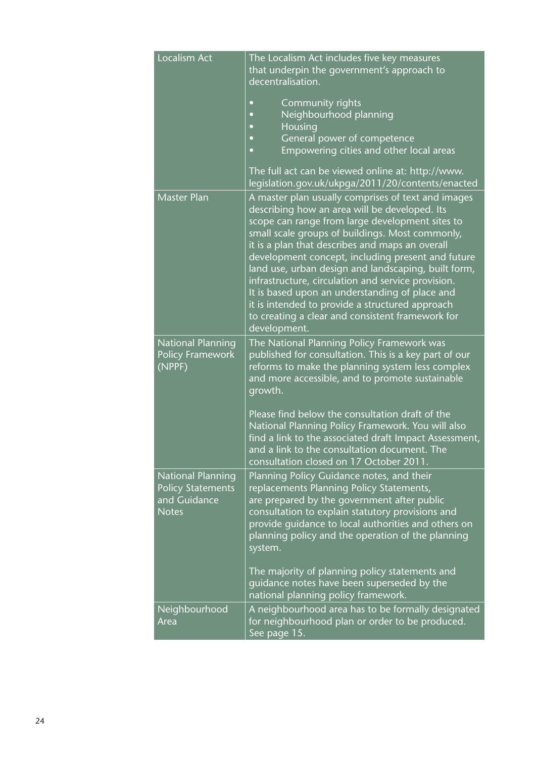| | |
|---|---|
| Localism Act | The Localism Act includes five key measures that underpin the government's approach to decentralisation.<br><br>• Community rights<br>• Neighbourhood planning<br>• Housing<br>• General power of competence<br>• Empowering cities and other local areas<br><br>The full act can be viewed online at: http://www.legislation.gov.uk/ukpga/2011/20/contents/enacted |
| Master Plan | A master plan usually comprises of text and images describing how an area will be developed. Its scope can range from large development sites to small scale groups of buildings. Most commonly, it is a plan that describes and maps an overall development concept, including present and future land use, urban design and landscaping, built form, infrastructure, circulation and service provision. It is based upon an understanding of place and it is intended to provide a structured approach to creating a clear and consistent framework for development. |
| National Planning Policy Framework (NPPF) | The National Planning Policy Framework was published for consultation. This is a key part of our reforms to make the planning system less complex and more accessible, and to promote sustainable growth.<br><br>Please find below the consultation draft of the National Planning Policy Framework. You will also find a link to the associated draft Impact Assessment, and a link to the consultation document. The consultation closed on 17 October 2011. |
| National Planning Policy Statements and Guidance Notes | Planning Policy Guidance notes, and their replacements Planning Policy Statements, are prepared by the government after public consultation to explain statutory provisions and provide guidance to local authorities and others on planning policy and the operation of the planning system.<br><br>The majority of planning policy statements and guidance notes have been superseded by the national planning policy framework. |
| Neighbourhood Area | A neighbourhood area has to be formally designated for neighbourhood plan or order to be produced. See page 15. |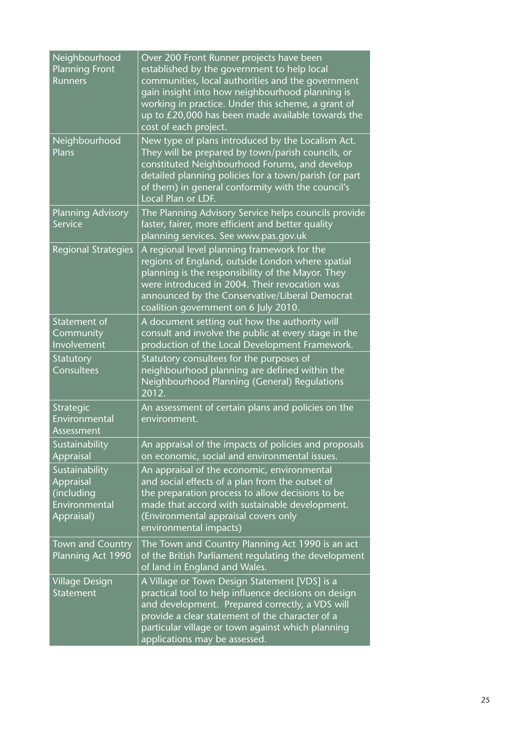| | |
|---|---|
| Neighbourhood Planning Front Runners | Over 200 Front Runner projects have been established by the government to help local communities, local authorities and the government gain insight into how neighbourhood planning is working in practice. Under this scheme, a grant of up to £20,000 has been made available towards the cost of each project. |
| Neighbourhood Plans | New type of plans introduced by the Localism Act. They will be prepared by town/parish councils, or constituted Neighbourhood Forums, and develop detailed planning policies for a town/parish (or part of them) in general conformity with the council's Local Plan or LDF. |
| Planning Advisory Service | The Planning Advisory Service helps councils provide faster, fairer, more efficient and better quality planning services. See www.pas.gov.uk |
| Regional Strategies | A regional level planning framework for the regions of England, outside London where spatial planning is the responsibility of the Mayor. They were introduced in 2004. Their revocation was announced by the Conservative/Liberal Democrat coalition government on 6 July 2010. |
| Statement of Community Involvement | A document setting out how the authority will consult and involve the public at every stage in the production of the Local Development Framework. |
| Statutory Consultees | Statutory consultees for the purposes of neighbourhood planning are defined within the Neighbourhood Planning (General) Regulations 2012. |
| Strategic Environmental Assessment | An assessment of certain plans and policies on the environment. |
| Sustainability Appraisal | An appraisal of the impacts of policies and proposals on economic, social and environmental issues. |
| Sustainability Appraisal (including Environmental Appraisal) | An appraisal of the economic, environmental and social effects of a plan from the outset of the preparation process to allow decisions to be made that accord with sustainable development. (Environmental appraisal covers only environmental impacts) |
| Town and Country Planning Act 1990 | The Town and Country Planning Act 1990 is an act of the British Parliament regulating the development of land in England and Wales. |
| Village Design Statement | A Village or Town Design Statement [VDS] is a practical tool to help influence decisions on design and development. Prepared correctly, a VDS will provide a clear statement of the character of a particular village or town against which planning applications may be assessed. |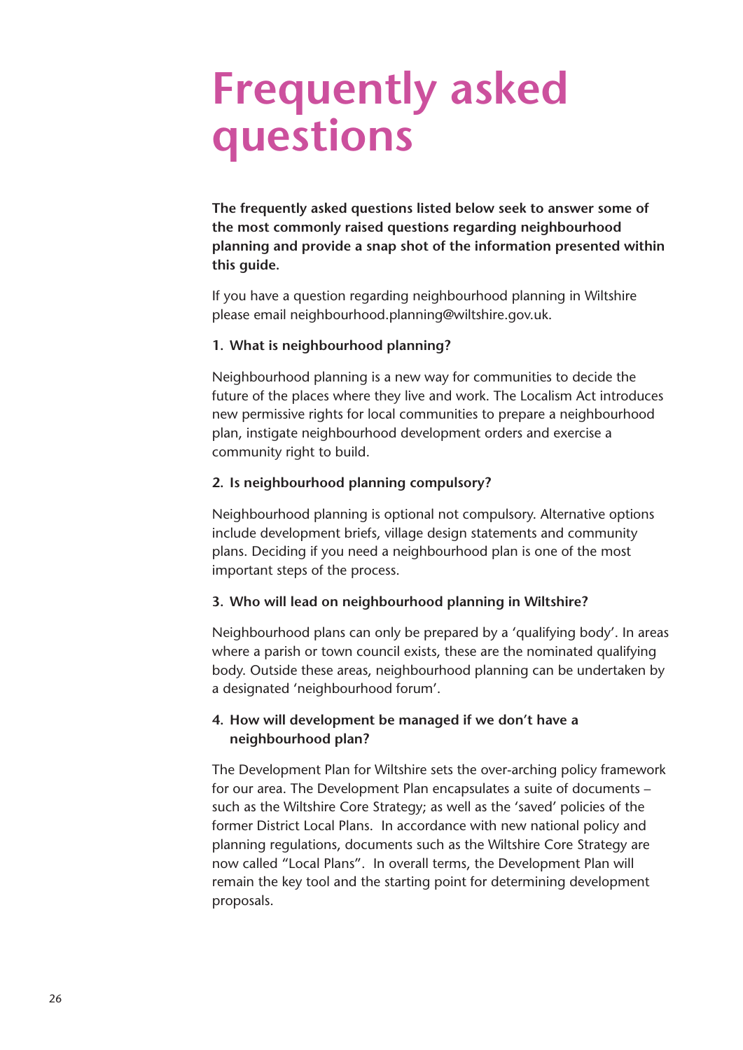# Frequently asked questions

**The frequently asked questions listed below seek to answer some of the most commonly raised questions regarding neighbourhood planning and provide a snap shot of the information presented within this guide.**

If you have a question regarding neighbourhood planning in Wiltshire please email neighbourhood.planning@wiltshire.gov.uk.

**1. What is neighbourhood planning?**

Neighbourhood planning is a new way for communities to decide the future of the places where they live and work. The Localism Act introduces new permissive rights for local communities to prepare a neighbourhood plan, instigate neighbourhood development orders and exercise a community right to build.

**2. Is neighbourhood planning compulsory?**

Neighbourhood planning is optional not compulsory. Alternative options include development briefs, village design statements and community plans. Deciding if you need a neighbourhood plan is one of the most important steps of the process.

**3. Who will lead on neighbourhood planning in Wiltshire?**

Neighbourhood plans can only be prepared by a 'qualifying body'. In areas where a parish or town council exists, these are the nominated qualifying body. Outside these areas, neighbourhood planning can be undertaken by a designated 'neighbourhood forum'.

**4. How will development be managed if we don't have a neighbourhood plan?**

The Development Plan for Wiltshire sets the over-arching policy framework for our area. The Development Plan encapsulates a suite of documents – such as the Wiltshire Core Strategy; as well as the 'saved' policies of the former District Local Plans. In accordance with new national policy and planning regulations, documents such as the Wiltshire Core Strategy are now called "Local Plans". In overall terms, the Development Plan will remain the key tool and the starting point for determining development proposals.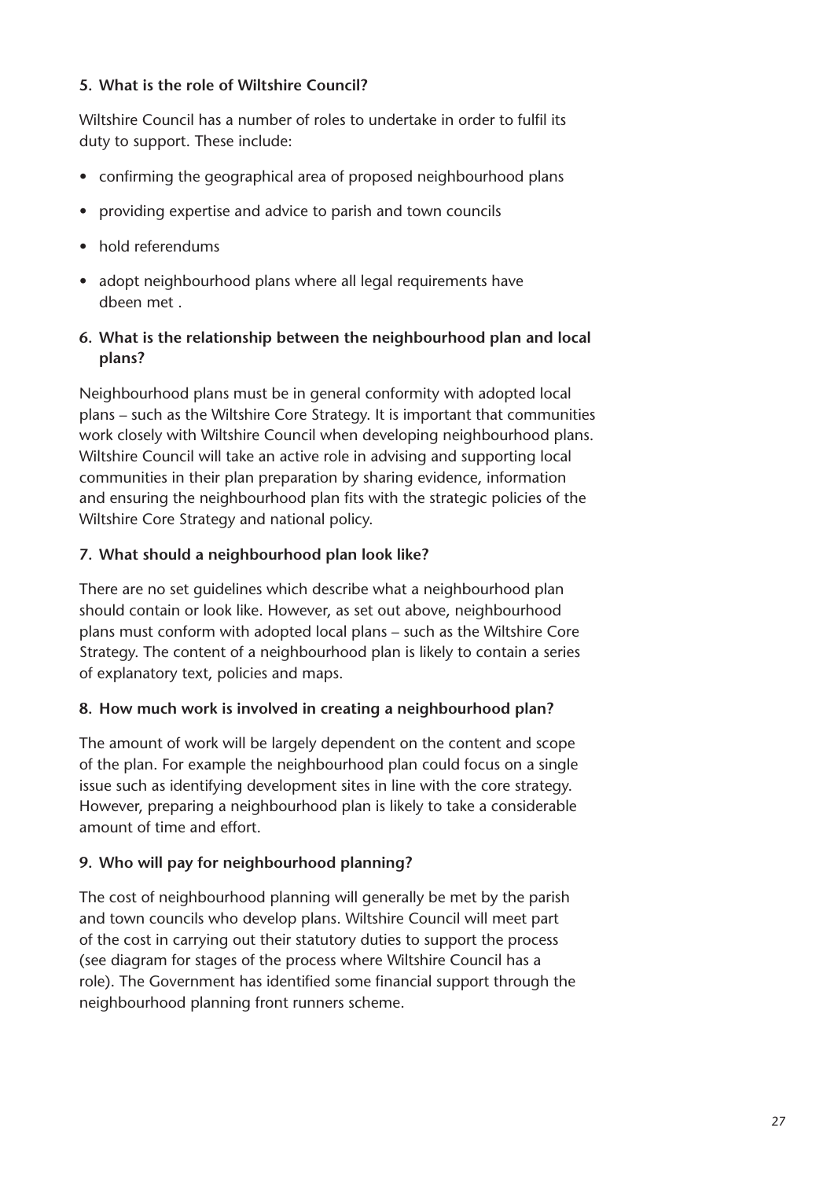**5. What is the role of Wiltshire Council?**

Wiltshire Council has a number of roles to undertake in order to fulfil its duty to support. These include:

- confirming the geographical area of proposed neighbourhood plans
- providing expertise and advice to parish and town councils
- hold referendums
- adopt neighbourhood plans where all legal requirements have dbeen met .

**6. What is the relationship between the neighbourhood plan and local plans?**

Neighbourhood plans must be in general conformity with adopted local plans – such as the Wiltshire Core Strategy. It is important that communities work closely with Wiltshire Council when developing neighbourhood plans. Wiltshire Council will take an active role in advising and supporting local communities in their plan preparation by sharing evidence, information and ensuring the neighbourhood plan fits with the strategic policies of the Wiltshire Core Strategy and national policy.

**7. What should a neighbourhood plan look like?**

There are no set guidelines which describe what a neighbourhood plan should contain or look like. However, as set out above, neighbourhood plans must conform with adopted local plans – such as the Wiltshire Core Strategy. The content of a neighbourhood plan is likely to contain a series of explanatory text, policies and maps.

**8. How much work is involved in creating a neighbourhood plan?**

The amount of work will be largely dependent on the content and scope of the plan. For example the neighbourhood plan could focus on a single issue such as identifying development sites in line with the core strategy. However, preparing a neighbourhood plan is likely to take a considerable amount of time and effort.

**9. Who will pay for neighbourhood planning?**

The cost of neighbourhood planning will generally be met by the parish and town councils who develop plans. Wiltshire Council will meet part of the cost in carrying out their statutory duties to support the process (see diagram for stages of the process where Wiltshire Council has a role). The Government has identified some financial support through the neighbourhood planning front runners scheme.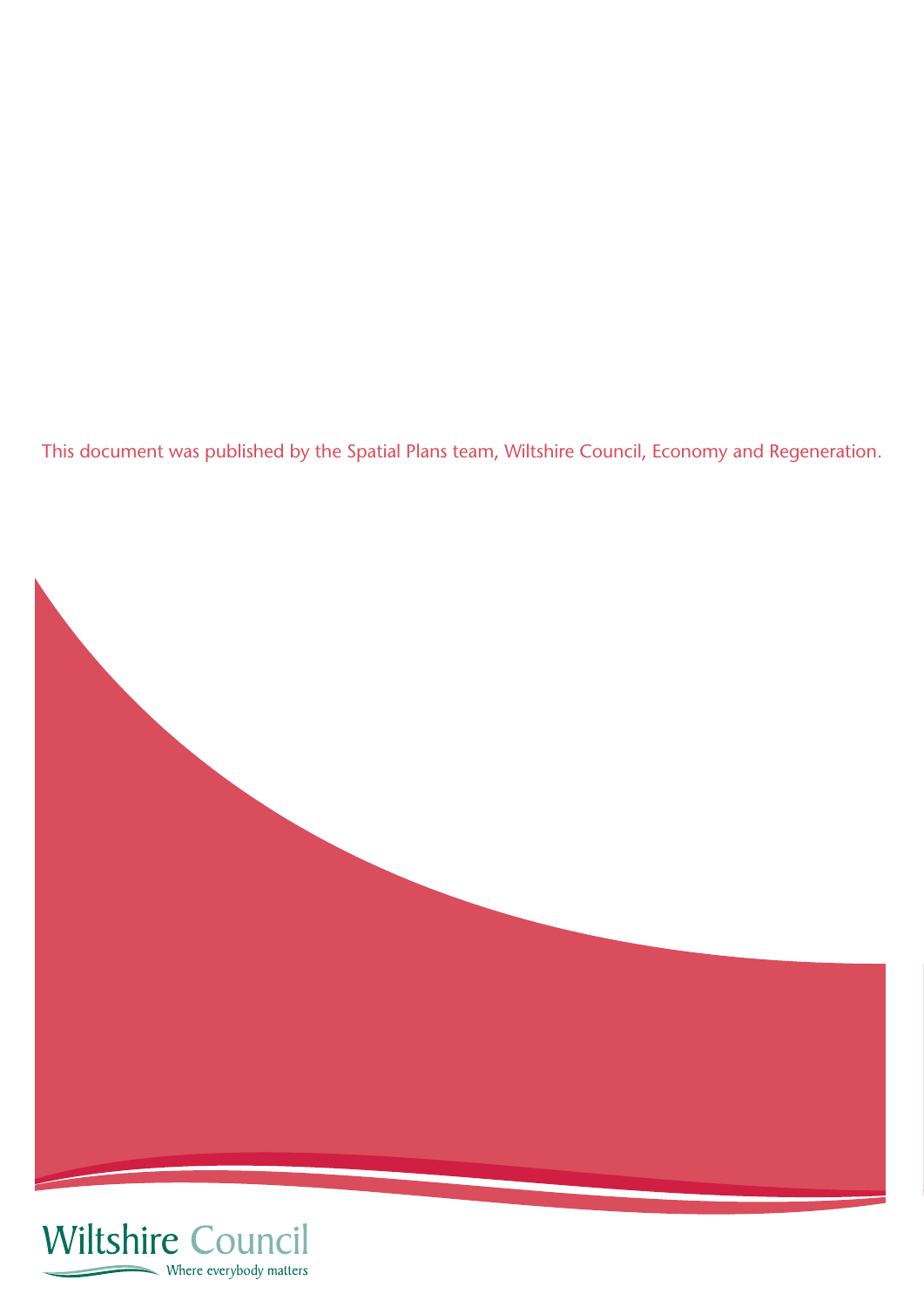This document was published by the Spatial Plans team, Wiltshire Council, Economy and Regeneration.

Wiltshire Council

Where everybody matters